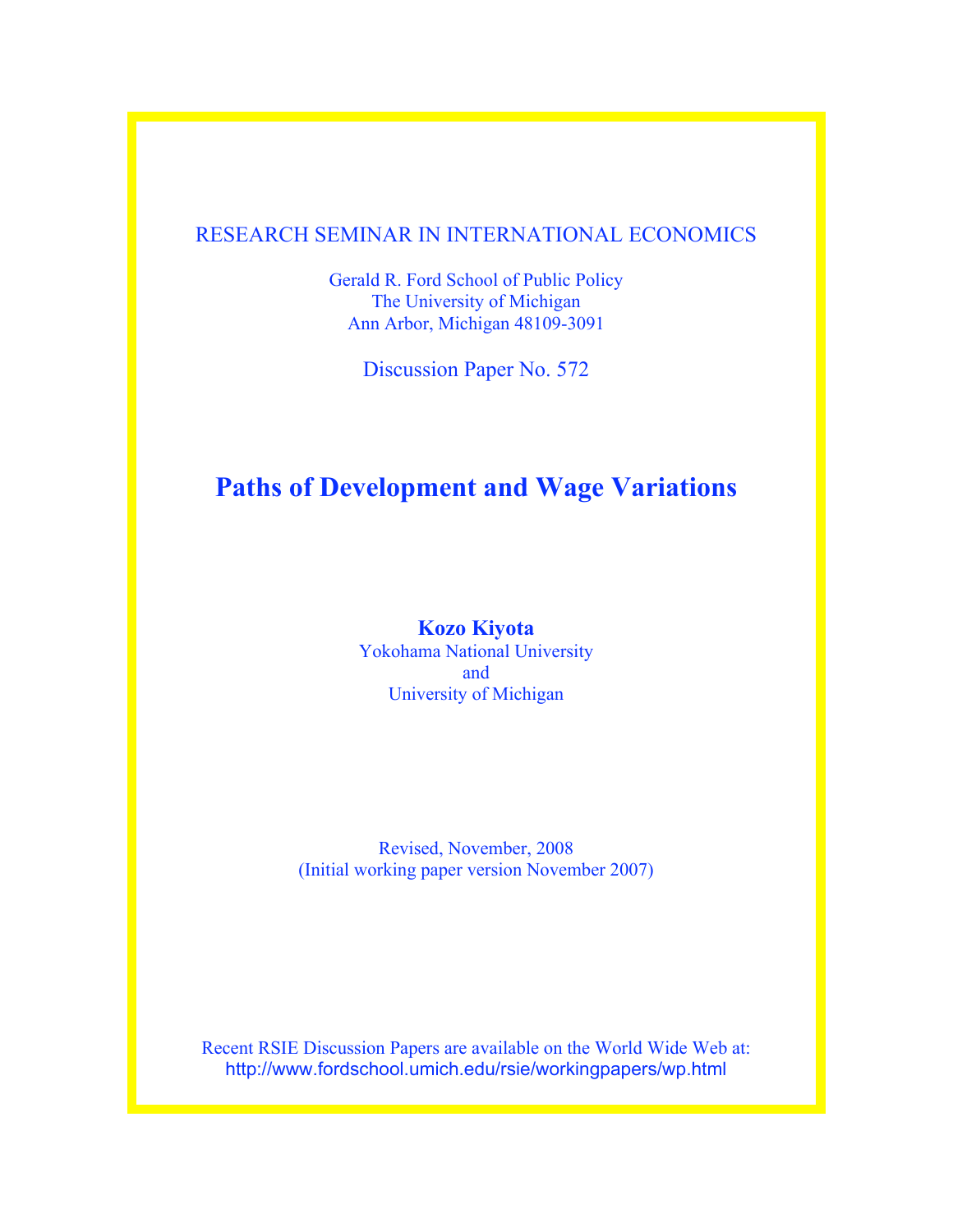RESEARCH SEMINAR IN INTERNATIONAL ECONOMICS

Gerald R. Ford School of Public Policy
The University of Michigan
Ann Arbor, Michigan 48109-3091

Discussion Paper No. 572

# Paths of Development and Wage Variations

**Kozo Kiyota**
Yokohama National University
and
University of Michigan

Revised, November, 2008
(Initial working paper version November 2007)

Recent RSIE Discussion Papers are available on the World Wide Web at:
http://www.fordschool.umich.edu/rsie/workingpapers/wp.html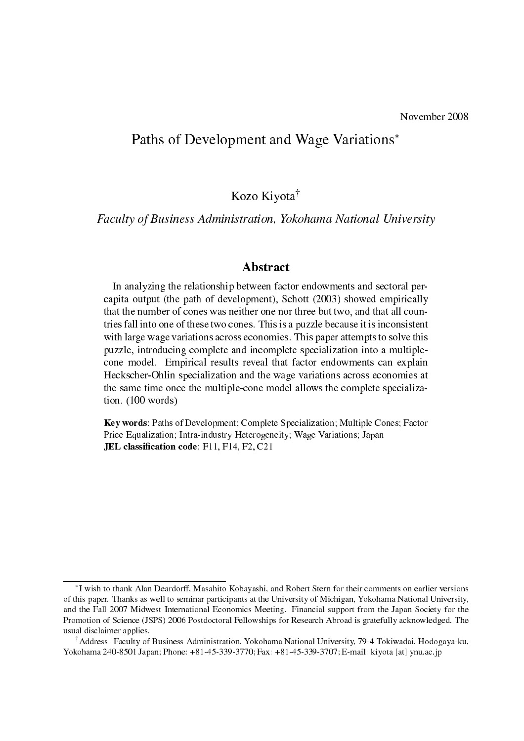November 2008

# Paths of Development and Wage Variations*

Kozo Kiyota†

*Faculty of Business Administration, Yokohama National University*

## Abstract

In analyzing the relationship between factor endowments and sectoral per-capita output (the path of development), Schott (2003) showed empirically that the number of cones was neither one nor three but two, and that all countries fall into one of these two cones. This is a puzzle because it is inconsistent with large wage variations across economies. This paper attempts to solve this puzzle, introducing complete and incomplete specialization into a multiple-cone model. Empirical results reveal that factor endowments can explain Heckscher-Ohlin specialization and the wage variations across economies at the same time once the multiple-cone model allows the complete specialization. (100 words)

**Key words**: Paths of Development; Complete Specialization; Multiple Cones; Factor Price Equalization; Intra-industry Heterogeneity; Wage Variations; Japan
**JEL classification code**: F11, F14, F2, C21

---

*I wish to thank Alan Deardorff, Masahito Kobayashi, and Robert Stern for their comments on earlier versions of this paper. Thanks as well to seminar participants at the University of Michigan, Yokohama National University, and the Fall 2007 Midwest International Economics Meeting. Financial support from the Japan Society for the Promotion of Science (JSPS) 2006 Postdoctoral Fellowships for Research Abroad is gratefully acknowledged. The usual disclaimer applies.

†Address: Faculty of Business Administration, Yokohama National University, 79-4 Tokiwadai, Hodogaya-ku, Yokohama 240-8501 Japan; Phone: +81-45-339-3770; Fax: +81-45-339-3707; E-mail: kiyota [at] ynu.ac.jp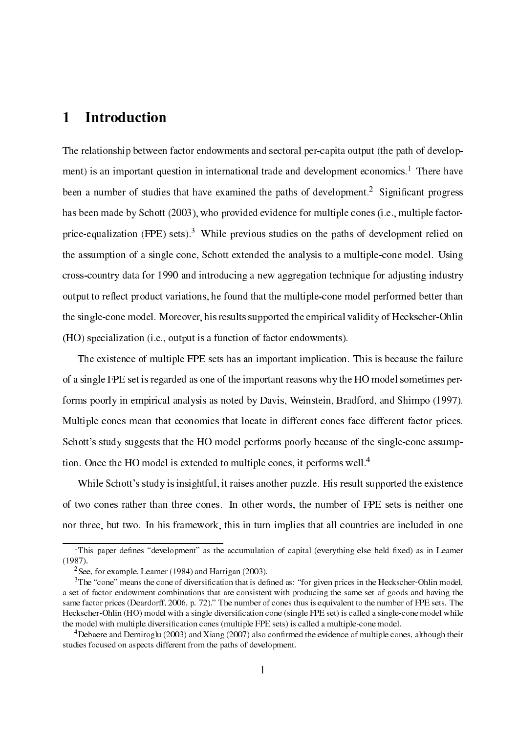# 1 Introduction

The relationship between factor endowments and sectoral per-capita output (the path of development) is an important question in international trade and development economics.[1] There have been a number of studies that have examined the paths of development.[2] Significant progress has been made by Schott (2003), who provided evidence for multiple cones (i.e., multiple factor-price-equalization (FPE) sets).[3] While previous studies on the paths of development relied on the assumption of a single cone, Schott extended the analysis to a multiple-cone model. Using cross-country data for 1990 and introducing a new aggregation technique for adjusting industry output to reflect product variations, he found that the multiple-cone model performed better than the single-cone model. Moreover, his results supported the empirical validity of Heckscher-Ohlin (HO) specialization (i.e., output is a function of factor endowments).

The existence of multiple FPE sets has an important implication. This is because the failure of a single FPE set is regarded as one of the important reasons why the HO model sometimes performs poorly in empirical analysis as noted by Davis, Weinstein, Bradford, and Shimpo (1997). Multiple cones mean that economies that locate in different cones face different factor prices. Schott's study suggests that the HO model performs poorly because of the single-cone assumption. Once the HO model is extended to multiple cones, it performs well.[4]

While Schott's study is insightful, it raises another puzzle. His result supported the existence of two cones rather than three cones. In other words, the number of FPE sets is neither one nor three, but two. In his framework, this in turn implies that all countries are included in one

---

[1] This paper defines "development" as the accumulation of capital (everything else held fixed) as in Leamer (1987).

[2] See, for example, Leamer (1984) and Harrigan (2003).

[3] The "cone" means the cone of diversification that is defined as: "for given prices in the Heckscher-Ohlin model, a set of factor endowment combinations that are consistent with producing the same set of goods and having the same factor prices (Deardorff, 2006, p. 72)." The number of cones thus is equivalent to the number of FPE sets. The Heckscher-Ohlin (HO) model with a single diversification cone (single FPE set) is called a single-cone model while the model with multiple diversification cones (multiple FPE sets) is called a multiple-cone model.

[4] Debaere and Demiroglu (2003) and Xiang (2007) also confirmed the evidence of multiple cones, although their studies focused on aspects different from the paths of development.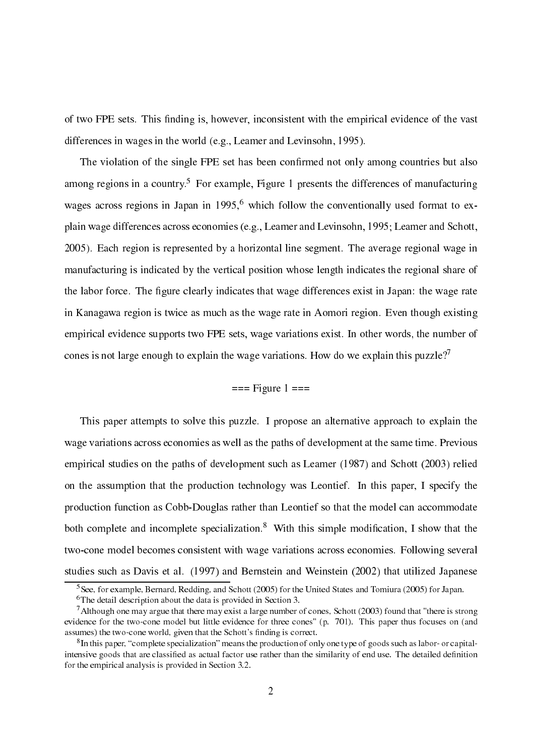of two FPE sets. This finding is, however, inconsistent with the empirical evidence of the vast differences in wages in the world (e.g., Leamer and Levinsohn, 1995).

The violation of the single FPE set has been confirmed not only among countries but also among regions in a country.[5] For example, Figure 1 presents the differences of manufacturing wages across regions in Japan in 1995,[6] which follow the conventionally used format to explain wage differences across economies (e.g., Leamer and Levinsohn, 1995; Leamer and Schott, 2005). Each region is represented by a horizontal line segment. The average regional wage in manufacturing is indicated by the vertical position whose length indicates the regional share of the labor force. The figure clearly indicates that wage differences exist in Japan: the wage rate in Kanagawa region is twice as much as the wage rate in Aomori region. Even though existing empirical evidence supports two FPE sets, wage variations exist. In other words, the number of cones is not large enough to explain the wage variations. How do we explain this puzzle?[7]

=== Figure 1 ===

This paper attempts to solve this puzzle. I propose an alternative approach to explain the wage variations across economies as well as the paths of development at the same time. Previous empirical studies on the paths of development such as Leamer (1987) and Schott (2003) relied on the assumption that the production technology was Leontief. In this paper, I specify the production function as Cobb-Douglas rather than Leontief so that the model can accommodate both complete and incomplete specialization.[8] With this simple modification, I show that the two-cone model becomes consistent with wage variations across economies. Following several studies such as Davis et al. (1997) and Bernstein and Weinstein (2002) that utilized Japanese

[5] See, for example, Bernard, Redding, and Schott (2005) for the United States and Tomiura (2005) for Japan.

[6] The detail description about the data is provided in Section 3.

[7] Although one may argue that there may exist a large number of cones, Schott (2003) found that "there is strong evidence for the two-cone model but little evidence for three cones" (p. 701). This paper thus focuses on (and assumes) the two-cone world, given that the Schott's finding is correct.

[8] In this paper, "complete specialization" means the production of only one type of goods such as labor- or capital-intensive goods that are classified as actual factor use rather than the similarity of end use. The detailed definition for the empirical analysis is provided in Section 3.2.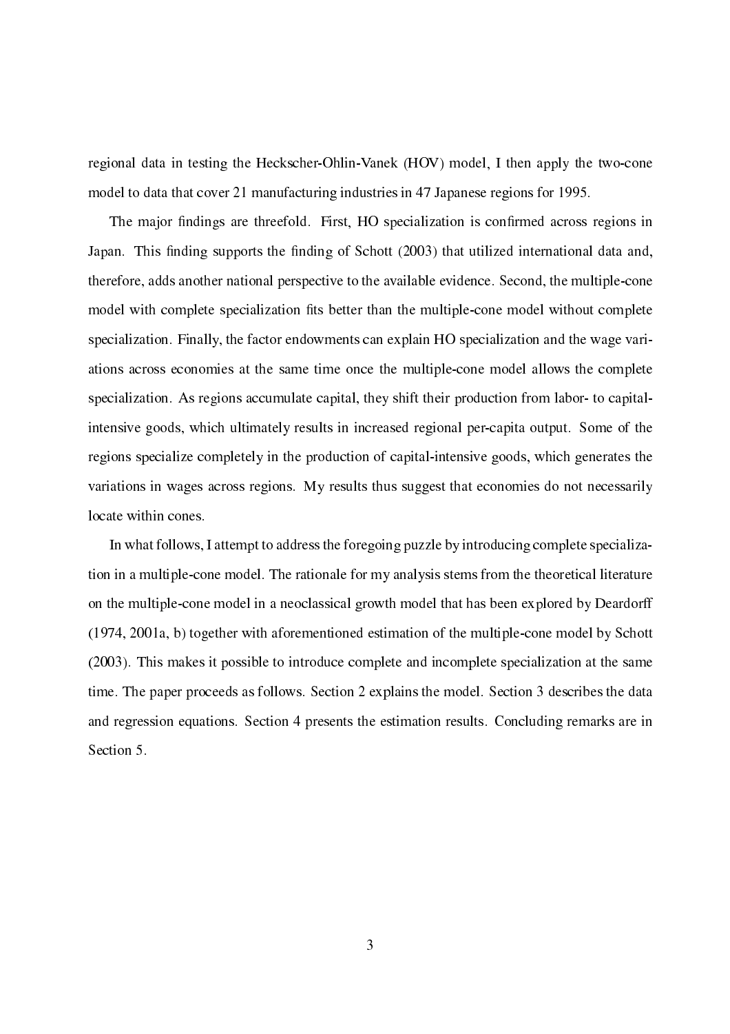regional data in testing the Heckscher-Ohlin-Vanek (HOV) model, I then apply the two-cone model to data that cover 21 manufacturing industries in 47 Japanese regions for 1995.

The major findings are threefold. First, HO specialization is confirmed across regions in Japan. This finding supports the finding of Schott (2003) that utilized international data and, therefore, adds another national perspective to the available evidence. Second, the multiple-cone model with complete specialization fits better than the multiple-cone model without complete specialization. Finally, the factor endowments can explain HO specialization and the wage variations across economies at the same time once the multiple-cone model allows the complete specialization. As regions accumulate capital, they shift their production from labor- to capital-intensive goods, which ultimately results in increased regional per-capita output. Some of the regions specialize completely in the production of capital-intensive goods, which generates the variations in wages across regions. My results thus suggest that economies do not necessarily locate within cones.

In what follows, I attempt to address the foregoing puzzle by introducing complete specialization in a multiple-cone model. The rationale for my analysis stems from the theoretical literature on the multiple-cone model in a neoclassical growth model that has been explored by Deardorff (1974, 2001a, b) together with aforementioned estimation of the multiple-cone model by Schott (2003). This makes it possible to introduce complete and incomplete specialization at the same time. The paper proceeds as follows. Section 2 explains the model. Section 3 describes the data and regression equations. Section 4 presents the estimation results. Concluding remarks are in Section 5.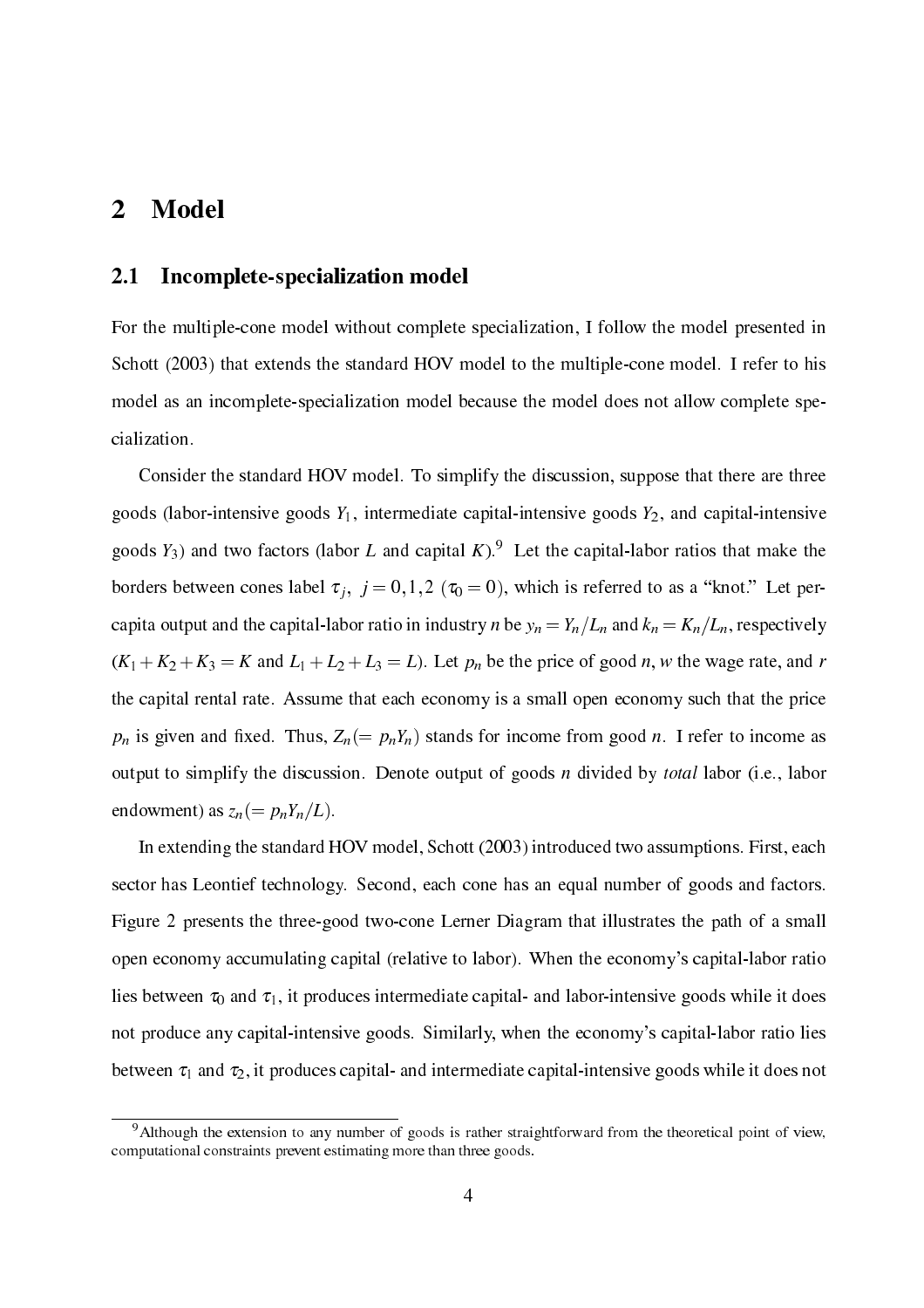# 2 Model

## 2.1 Incomplete-specialization model

For the multiple-cone model without complete specialization, I follow the model presented in Schott (2003) that extends the standard HOV model to the multiple-cone model. I refer to his model as an incomplete-specialization model because the model does not allow complete specialization.

Consider the standard HOV model. To simplify the discussion, suppose that there are three goods (labor-intensive goods $Y_1$, intermediate capital-intensive goods $Y_2$, and capital-intensive goods $Y_3$) and two factors (labor $L$ and capital $K$).[9] Let the capital-labor ratios that make the borders between cones label $\tau_j,\ j = 0,1,2$ $(\tau_0 = 0)$, which is referred to as a "knot." Let per-capita output and the capital-labor ratio in industry $n$ be $y_n = Y_n/L_n$ and $k_n = K_n/L_n$, respectively ($K_1 + K_2 + K_3 = K$ and $L_1 + L_2 + L_3 = L$). Let $p_n$ be the price of good $n$, $w$ the wage rate, and $r$ the capital rental rate. Assume that each economy is a small open economy such that the price $p_n$ is given and fixed. Thus, $Z_n (= p_n Y_n)$ stands for income from good $n$. I refer to income as output to simplify the discussion. Denote output of goods $n$ divided by *total* labor (i.e., labor endowment) as $z_n (= p_n Y_n/L)$.

In extending the standard HOV model, Schott (2003) introduced two assumptions. First, each sector has Leontief technology. Second, each cone has an equal number of goods and factors. Figure 2 presents the three-good two-cone Lerner Diagram that illustrates the path of a small open economy accumulating capital (relative to labor). When the economy's capital-labor ratio lies between $\tau_0$ and $\tau_1$, it produces intermediate capital- and labor-intensive goods while it does not produce any capital-intensive goods. Similarly, when the economy's capital-labor ratio lies between $\tau_1$ and $\tau_2$, it produces capital- and intermediate capital-intensive goods while it does not

[9] Although the extension to any number of goods is rather straightforward from the theoretical point of view, computational constraints prevent estimating more than three goods.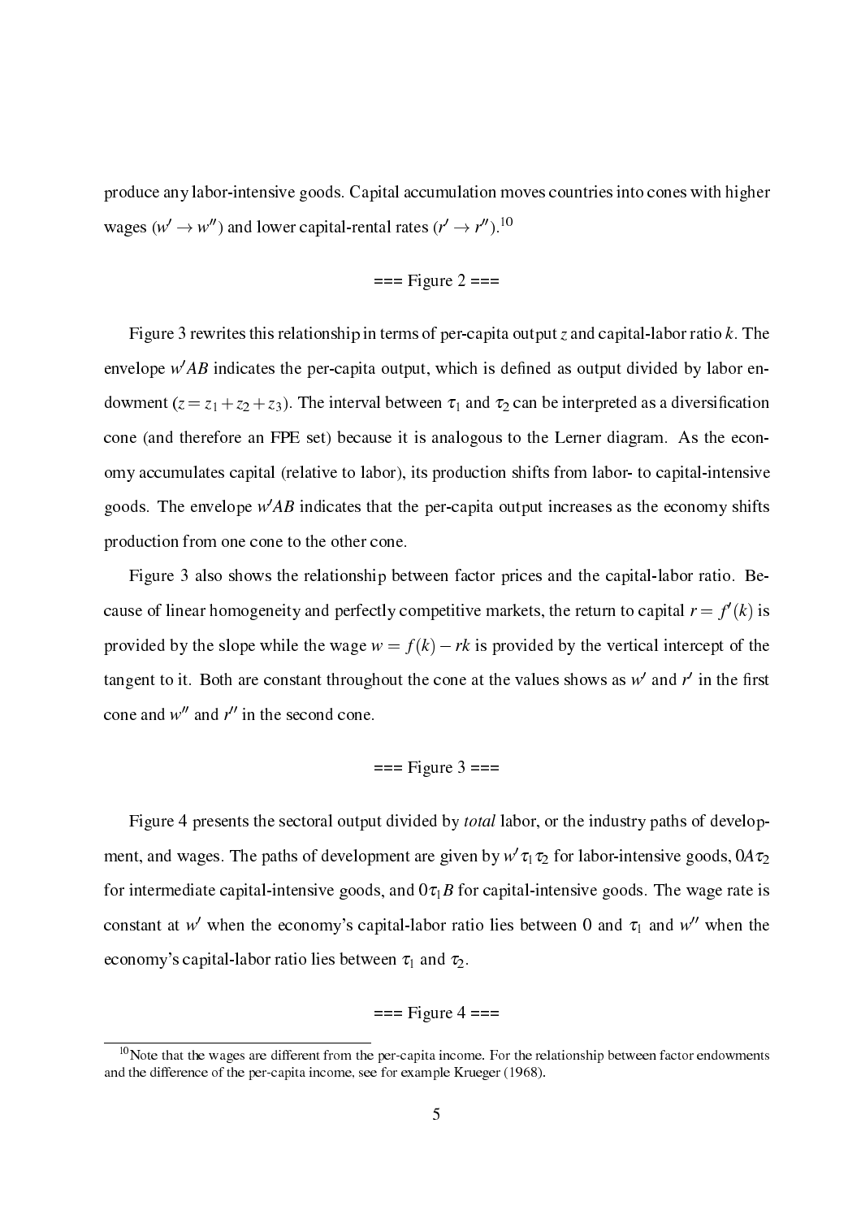produce any labor-intensive goods. Capital accumulation moves countries into cones with higher wages ($w' \rightarrow w''$) and lower capital-rental rates ($r' \rightarrow r''$).[10]

=== Figure 2 ===

Figure 3 rewrites this relationship in terms of per-capita output $z$ and capital-labor ratio $k$. The envelope $w'AB$ indicates the per-capita output, which is defined as output divided by labor endowment ($z = z_1 + z_2 + z_3$). The interval between $\tau_1$ and $\tau_2$ can be interpreted as a diversification cone (and therefore an FPE set) because it is analogous to the Lerner diagram. As the economy accumulates capital (relative to labor), its production shifts from labor- to capital-intensive goods. The envelope $w'AB$ indicates that the per-capita output increases as the economy shifts production from one cone to the other cone.

Figure 3 also shows the relationship between factor prices and the capital-labor ratio. Because of linear homogeneity and perfectly competitive markets, the return to capital $r = f'(k)$ is provided by the slope while the wage $w = f(k) - rk$ is provided by the vertical intercept of the tangent to it. Both are constant throughout the cone at the values shows as $w'$ and $r'$ in the first cone and $w''$ and $r''$ in the second cone.

=== Figure 3 ===

Figure 4 presents the sectoral output divided by *total* labor, or the industry paths of development, and wages. The paths of development are given by $w'\tau_1\tau_2$ for labor-intensive goods, $0A\tau_2$ for intermediate capital-intensive goods, and $0\tau_1 B$ for capital-intensive goods. The wage rate is constant at $w'$ when the economy's capital-labor ratio lies between 0 and $\tau_1$ and $w''$ when the economy's capital-labor ratio lies between $\tau_1$ and $\tau_2$.

=== Figure 4 ===

[10] Note that the wages are different from the per-capita income. For the relationship between factor endowments and the difference of the per-capita income, see for example Krueger (1968).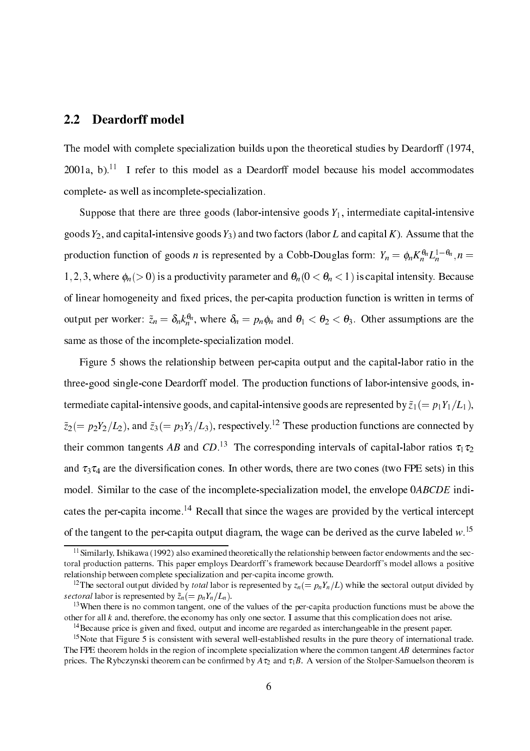## 2.2 Deardorff model

The model with complete specialization builds upon the theoretical studies by Deardorff (1974, 2001a, b).[11] I refer to this model as a Deardorff model because his model accommodates complete- as well as incomplete-specialization.

Suppose that there are three goods (labor-intensive goods $Y_1$, intermediate capital-intensive goods $Y_2$, and capital-intensive goods $Y_3$) and two factors (labor $L$ and capital $K$). Assume that the production function of goods $n$ is represented by a Cobb-Douglas form: $Y_n = \phi_n K_n^{\theta_n} L_n^{1-\theta_n}, n = 1,2,3$, where $\phi_n (> 0)$ is a productivity parameter and $\theta_n (0 < \theta_n < 1)$ is capital intensity. Because of linear homogeneity and fixed prices, the per-capita production function is written in terms of output per worker: $\tilde{z}_n = \delta_n k_n^{\theta_n}$, where $\delta_n = p_n \phi_n$ and $\theta_1 < \theta_2 < \theta_3$. Other assumptions are the same as those of the incomplete-specialization model.

Figure 5 shows the relationship between per-capita output and the capital-labor ratio in the three-good single-cone Deardorff model. The production functions of labor-intensive goods, intermediate capital-intensive goods, and capital-intensive goods are represented by $\tilde{z}_1 (= p_1 Y_1 / L_1)$, $\tilde{z}_2 (= p_2 Y_2 / L_2)$, and $\tilde{z}_3 (= p_3 Y_3 / L_3)$, respectively.[12] These production functions are connected by their common tangents $AB$ and $CD$.[13] The corresponding intervals of capital-labor ratios $\tau_1 \tau_2$ and $\tau_3 \tau_4$ are the diversification cones. In other words, there are two cones (two FPE sets) in this model. Similar to the case of the incomplete-specialization model, the envelope $0ABCDE$ indicates the per-capita income.[14] Recall that since the wages are provided by the vertical intercept of the tangent to the per-capita output diagram, the wage can be derived as the curve labeled $w$.[15]

---

[11] Similarly, Ishikawa (1992) also examined theoretically the relationship between factor endowments and the sectoral production patterns. This paper employs Deardorff's framework because Deardorff's model allows a positive relationship between complete specialization and per-capita income growth.

[12] The sectoral output divided by *total* labor is represented by $z_n (= p_n Y_n / L)$ while the sectoral output divided by *sectoral* labor is represented by $\tilde{z}_n (= p_n Y_n / L_n)$.

[13] When there is no common tangent, one of the values of the per-capita production functions must be above the other for all $k$ and, therefore, the economy has only one sector. I assume that this complication does not arise.

[14] Because price is given and fixed, output and income are regarded as interchangeable in the present paper.

[15] Note that Figure 5 is consistent with several well-established results in the pure theory of international trade. The FPE theorem holds in the region of incomplete specialization where the common tangent $AB$ determines factor prices. The Rybczynski theorem can be confirmed by $A\tau_2$ and $\tau_1 B$. A version of the Stolper-Samuelson theorem is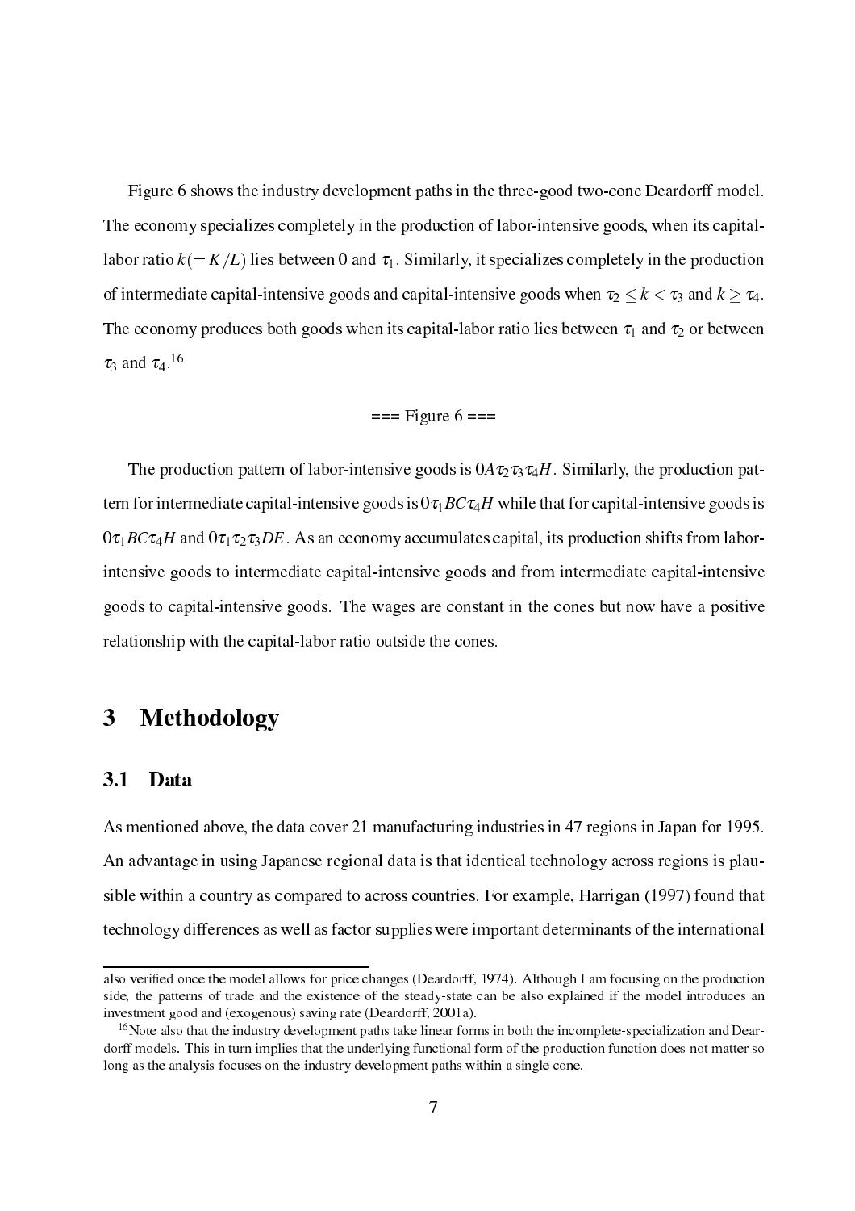Figure 6 shows the industry development paths in the three-good two-cone Deardorff model. The economy specializes completely in the production of labor-intensive goods, when its capital-labor ratio $k(= K/L)$ lies between 0 and $\tau_1$. Similarly, it specializes completely in the production of intermediate capital-intensive goods and capital-intensive goods when $\tau_2 \leq k < \tau_3$ and $k \geq \tau_4$. The economy produces both goods when its capital-labor ratio lies between $\tau_1$ and $\tau_2$ or between $\tau_3$ and $\tau_4$.[16]

=== Figure 6 ===

The production pattern of labor-intensive goods is $0A\tau_2\tau_3\tau_4H$. Similarly, the production pattern for intermediate capital-intensive goods is $0\tau_1BC\tau_4H$ while that for capital-intensive goods is $0\tau_1BC\tau_4H$ and $0\tau_1\tau_2\tau_3DE$. As an economy accumulates capital, its production shifts from labor-intensive goods to intermediate capital-intensive goods and from intermediate capital-intensive goods to capital-intensive goods. The wages are constant in the cones but now have a positive relationship with the capital-labor ratio outside the cones.

# 3 Methodology

## 3.1 Data

As mentioned above, the data cover 21 manufacturing industries in 47 regions in Japan for 1995. An advantage in using Japanese regional data is that identical technology across regions is plausible within a country as compared to across countries. For example, Harrigan (1997) found that technology differences as well as factor supplies were important determinants of the international

---

also verified once the model allows for price changes (Deardorff, 1974). Although I am focusing on the production side, the patterns of trade and the existence of the steady-state can be also explained if the model introduces an investment good and (exogenous) saving rate (Deardorff, 2001a).

[16] Note also that the industry development paths take linear forms in both the incomplete-specialization and Deardorff models. This in turn implies that the underlying functional form of the production function does not matter so long as the analysis focuses on the industry development paths within a single cone.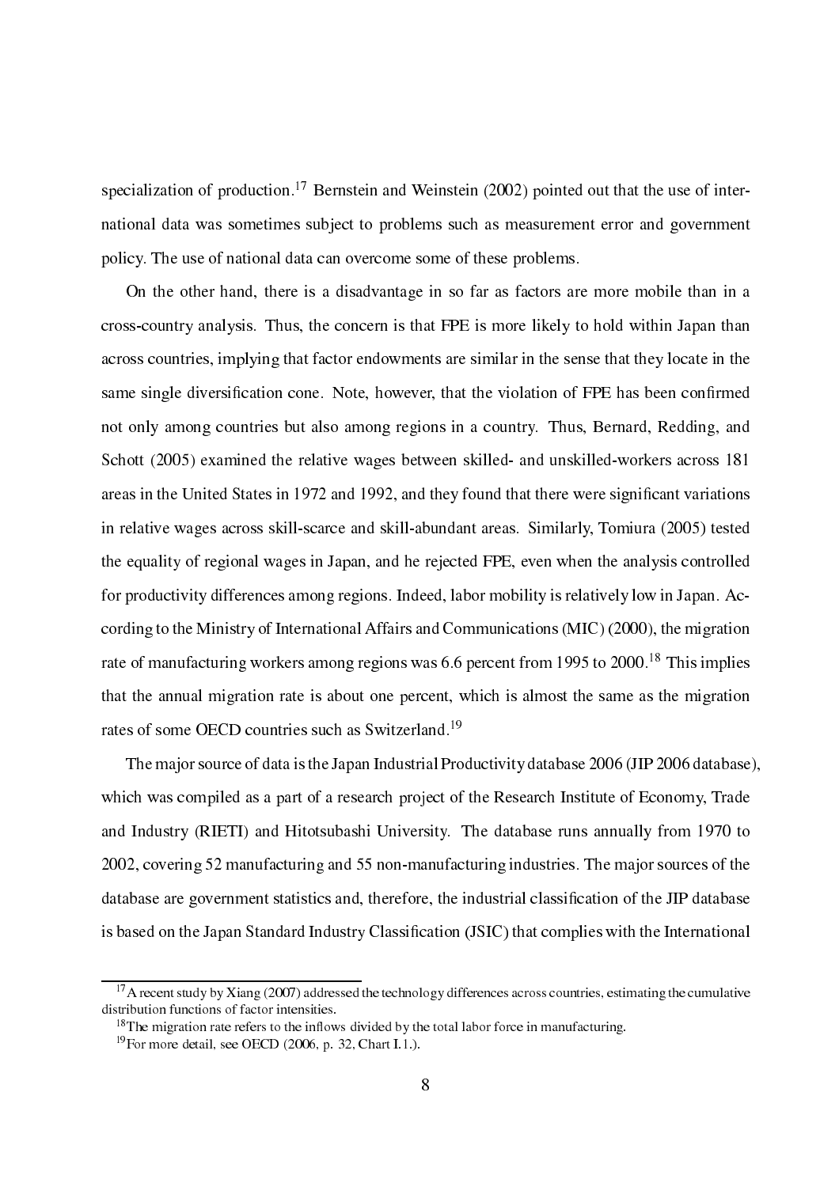specialization of production.[17] Bernstein and Weinstein (2002) pointed out that the use of international data was sometimes subject to problems such as measurement error and government policy. The use of national data can overcome some of these problems.

On the other hand, there is a disadvantage in so far as factors are more mobile than in a cross-country analysis. Thus, the concern is that FPE is more likely to hold within Japan than across countries, implying that factor endowments are similar in the sense that they locate in the same single diversification cone. Note, however, that the violation of FPE has been confirmed not only among countries but also among regions in a country. Thus, Bernard, Redding, and Schott (2005) examined the relative wages between skilled- and unskilled-workers across 181 areas in the United States in 1972 and 1992, and they found that there were significant variations in relative wages across skill-scarce and skill-abundant areas. Similarly, Tomiura (2005) tested the equality of regional wages in Japan, and he rejected FPE, even when the analysis controlled for productivity differences among regions. Indeed, labor mobility is relatively low in Japan. According to the Ministry of International Affairs and Communications (MIC) (2000), the migration rate of manufacturing workers among regions was 6.6 percent from 1995 to 2000.[18] This implies that the annual migration rate is about one percent, which is almost the same as the migration rates of some OECD countries such as Switzerland.[19]

The major source of data is the Japan Industrial Productivity database 2006 (JIP 2006 database), which was compiled as a part of a research project of the Research Institute of Economy, Trade and Industry (RIETI) and Hitotsubashi University. The database runs annually from 1970 to 2002, covering 52 manufacturing and 55 non-manufacturing industries. The major sources of the database are government statistics and, therefore, the industrial classification of the JIP database is based on the Japan Standard Industry Classification (JSIC) that complies with the International

---

[17] A recent study by Xiang (2007) addressed the technology differences across countries, estimating the cumulative distribution functions of factor intensities.

[18] The migration rate refers to the inflows divided by the total labor force in manufacturing.

[19] For more detail, see OECD (2006, p. 32, Chart I.1.).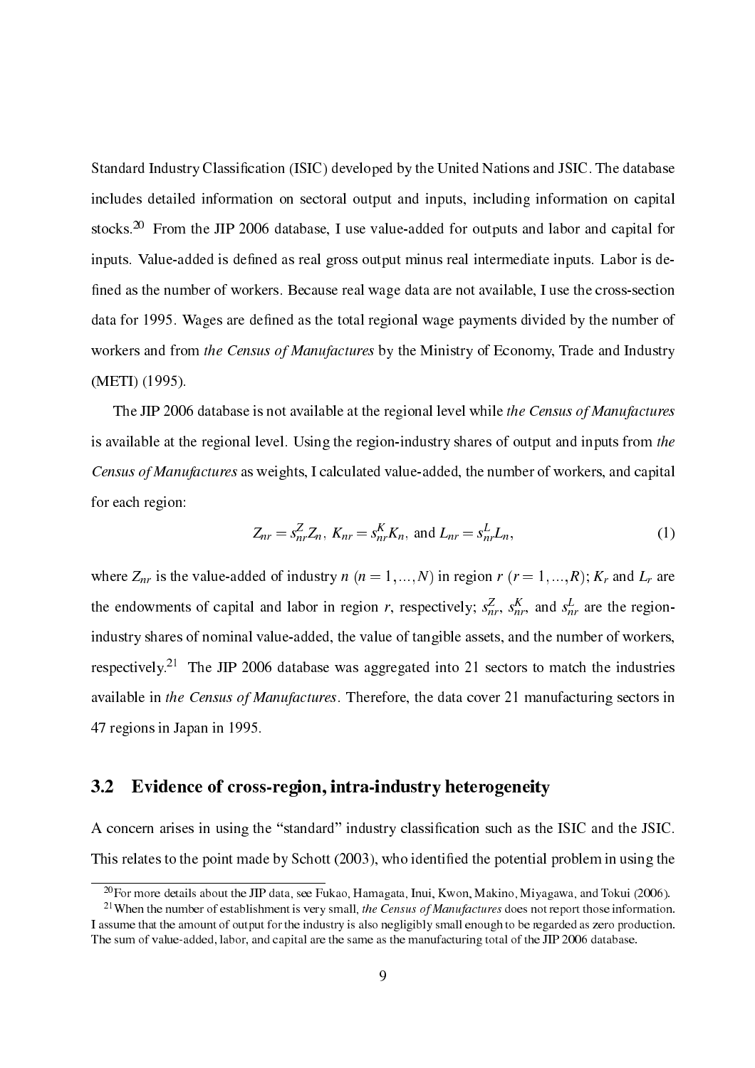Standard Industry Classification (ISIC) developed by the United Nations and JSIC. The database includes detailed information on sectoral output and inputs, including information on capital stocks.[20] From the JIP 2006 database, I use value-added for outputs and labor and capital for inputs. Value-added is defined as real gross output minus real intermediate inputs. Labor is defined as the number of workers. Because real wage data are not available, I use the cross-section data for 1995. Wages are defined as the total regional wage payments divided by the number of workers and from *the Census of Manufactures* by the Ministry of Economy, Trade and Industry (METI) (1995).

The JIP 2006 database is not available at the regional level while *the Census of Manufactures* is available at the regional level. Using the region-industry shares of output and inputs from *the Census of Manufactures* as weights, I calculated value-added, the number of workers, and capital for each region:

$$Z_{nr} = s_{nr}^{Z} Z_n, \; K_{nr} = s_{nr}^{K} K_n, \text{ and } L_{nr} = s_{nr}^{L} L_n, \tag{1}$$

where $Z_{nr}$ is the value-added of industry $n$ ($n = 1, ..., N$) in region $r$ ($r = 1, ..., R$); $K_r$ and $L_r$ are the endowments of capital and labor in region $r$, respectively; $s_{nr}^{Z}$, $s_{nr}^{K}$, and $s_{nr}^{L}$ are the region-industry shares of nominal value-added, the value of tangible assets, and the number of workers, respectively.[21] The JIP 2006 database was aggregated into 21 sectors to match the industries available in *the Census of Manufactures*. Therefore, the data cover 21 manufacturing sectors in 47 regions in Japan in 1995.

### 3.2 Evidence of cross-region, intra-industry heterogeneity

A concern arises in using the "standard" industry classification such as the ISIC and the JSIC. This relates to the point made by Schott (2003), who identified the potential problem in using the

---

[20] For more details about the JIP data, see Fukao, Hamagata, Inui, Kwon, Makino, Miyagawa, and Tokui (2006).

[21] When the number of establishment is very small, *the Census of Manufactures* does not report those information. I assume that the amount of output for the industry is also negligibly small enough to be regarded as zero production. The sum of value-added, labor, and capital are the same as the manufacturing total of the JIP 2006 database.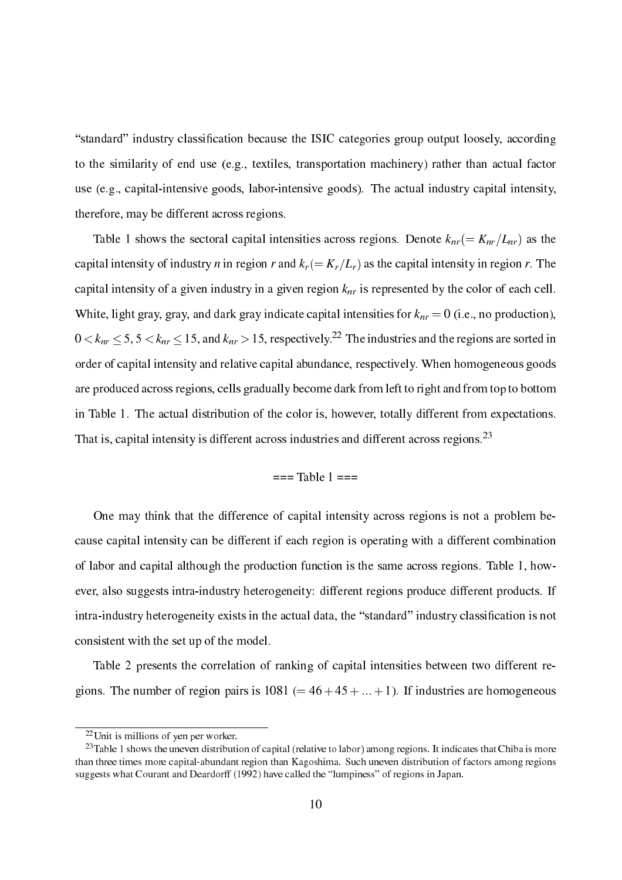"standard" industry classification because the ISIC categories group output loosely, according to the similarity of end use (e.g., textiles, transportation machinery) rather than actual factor use (e.g., capital-intensive goods, labor-intensive goods). The actual industry capital intensity, therefore, may be different across regions.

Table 1 shows the sectoral capital intensities across regions. Denote $k_{nr}(= K_{nr}/L_{nr})$ as the capital intensity of industry $n$ in region $r$ and $k_r(= K_r/L_r)$ as the capital intensity in region $r$. The capital intensity of a given industry in a given region $k_{nr}$ is represented by the color of each cell. White, light gray, gray, and dark gray indicate capital intensities for $k_{nr} = 0$ (i.e., no production), $0 < k_{nr} \leq 5$, $5 < k_{nr} \leq 15$, and $k_{nr} > 15$, respectively.[22] The industries and the regions are sorted in order of capital intensity and relative capital abundance, respectively. When homogeneous goods are produced across regions, cells gradually become dark from left to right and from top to bottom in Table 1. The actual distribution of the color is, however, totally different from expectations. That is, capital intensity is different across industries and different across regions.[23]

=== Table 1 ===

One may think that the difference of capital intensity across regions is not a problem because capital intensity can be different if each region is operating with a different combination of labor and capital although the production function is the same across regions. Table 1, however, also suggests intra-industry heterogeneity: different regions produce different products. If intra-industry heterogeneity exists in the actual data, the "standard" industry classification is not consistent with the set up of the model.

Table 2 presents the correlation of ranking of capital intensities between two different regions. The number of region pairs is 1081 $(= 46 + 45 + ... + 1)$. If industries are homogeneous

[22] Unit is millions of yen per worker.

[23] Table 1 shows the uneven distribution of capital (relative to labor) among regions. It indicates that Chiba is more than three times more capital-abundant region than Kagoshima. Such uneven distribution of factors among regions suggests what Courant and Deardorff (1992) have called the "lumpiness" of regions in Japan.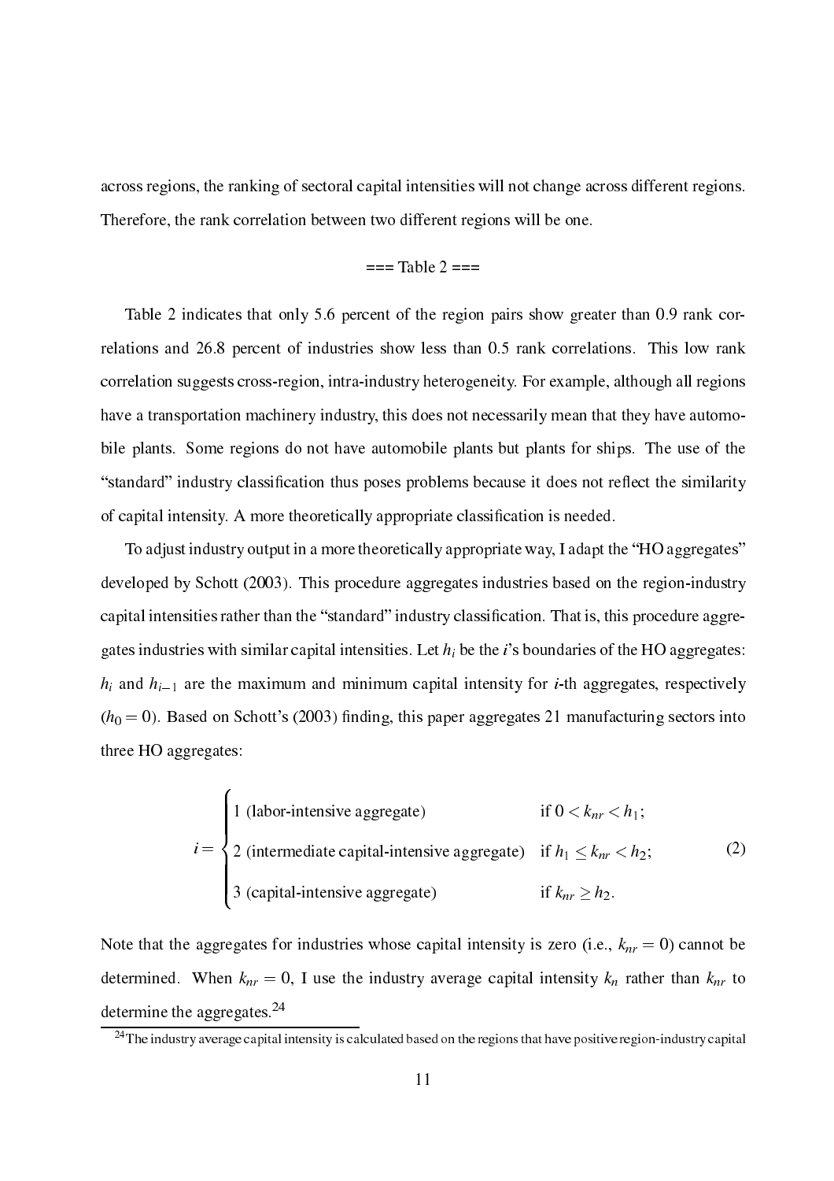across regions, the ranking of sectoral capital intensities will not change across different regions. Therefore, the rank correlation between two different regions will be one.

=== Table 2 ===

Table 2 indicates that only 5.6 percent of the region pairs show greater than 0.9 rank correlations and 26.8 percent of industries show less than 0.5 rank correlations. This low rank correlation suggests cross-region, intra-industry heterogeneity. For example, although all regions have a transportation machinery industry, this does not necessarily mean that they have automobile plants. Some regions do not have automobile plants but plants for ships. The use of the "standard" industry classification thus poses problems because it does not reflect the similarity of capital intensity. A more theoretically appropriate classification is needed.

To adjust industry output in a more theoretically appropriate way, I adapt the "HO aggregates" developed by Schott (2003). This procedure aggregates industries based on the region-industry capital intensities rather than the "standard" industry classification. That is, this procedure aggregates industries with similar capital intensities. Let $h_i$ be the $i$'s boundaries of the HO aggregates: $h_i$ and $h_{i-1}$ are the maximum and minimum capital intensity for $i$-th aggregates, respectively ($h_0 = 0$). Based on Schott's (2003) finding, this paper aggregates 21 manufacturing sectors into three HO aggregates:

$$i = \begin{cases} 1 \text{ (labor-intensive aggregate)} & \text{if } 0 < k_{nr} < h_1; \\ 2 \text{ (intermediate capital-intensive aggregate)} & \text{if } h_1 \leq k_{nr} < h_2; \\ 3 \text{ (capital-intensive aggregate)} & \text{if } k_{nr} \geq h_2. \end{cases} \tag{2}$$

Note that the aggregates for industries whose capital intensity is zero (i.e., $k_{nr} = 0$) cannot be determined. When $k_{nr} = 0$, I use the industry average capital intensity $k_n$ rather than $k_{nr}$ to determine the aggregates.[24]

[24] The industry average capital intensity is calculated based on the regions that have positive region-industry capital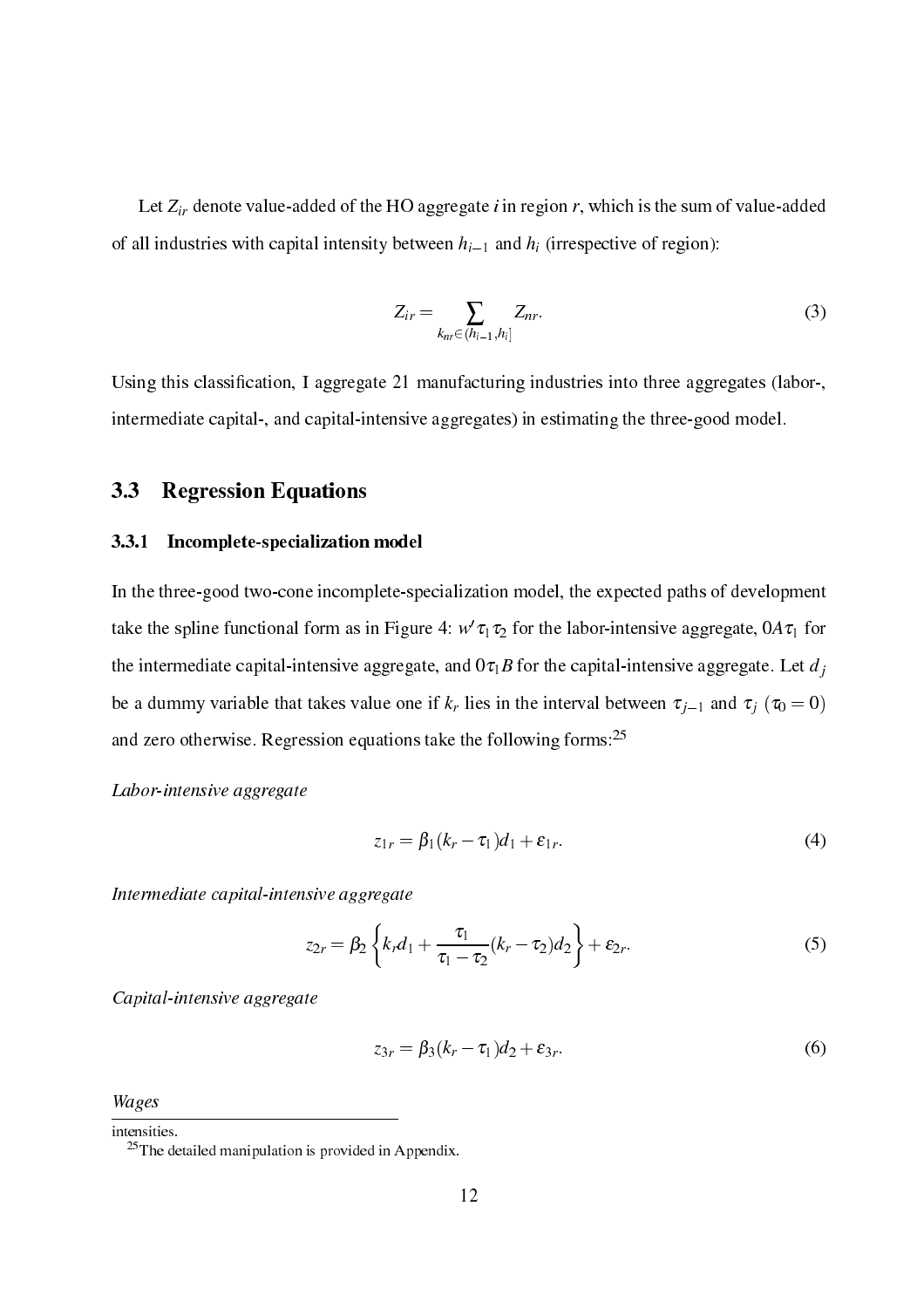Let $Z_{ir}$ denote value-added of the HO aggregate $i$ in region $r$, which is the sum of value-added of all industries with capital intensity between $h_{i-1}$ and $h_i$ (irrespective of region):

$$Z_{ir} = \sum_{k_{nr} \in (h_{i-1}, h_i]} Z_{nr}. \tag{3}$$

Using this classification, I aggregate 21 manufacturing industries into three aggregates (labor-, intermediate capital-, and capital-intensive aggregates) in estimating the three-good model.

## 3.3 Regression Equations

### 3.3.1 Incomplete-specialization model

In the three-good two-cone incomplete-specialization model, the expected paths of development take the spline functional form as in Figure 4: $w'\tau_1\tau_2$ for the labor-intensive aggregate, $0A\tau_1$ for the intermediate capital-intensive aggregate, and $0\tau_1 B$ for the capital-intensive aggregate. Let $d_j$ be a dummy variable that takes value one if $k_r$ lies in the interval between $\tau_{j-1}$ and $\tau_j$ $(\tau_0 = 0)$ and zero otherwise. Regression equations take the following forms:[25]

*Labor-intensive aggregate*

$$z_{1r} = \beta_1 (k_r - \tau_1) d_1 + \varepsilon_{1r}. \tag{4}$$

*Intermediate capital-intensive aggregate*

$$z_{2r} = \beta_2 \left\{ k_r d_1 + \frac{\tau_1}{\tau_1 - \tau_2} (k_r - \tau_2) d_2 \right\} + \varepsilon_{2r}. \tag{5}$$

*Capital-intensive aggregate*

$$z_{3r} = \beta_3 (k_r - \tau_1) d_2 + \varepsilon_{3r}. \tag{6}$$

*Wages*

---

intensities.

[25] The detailed manipulation is provided in Appendix.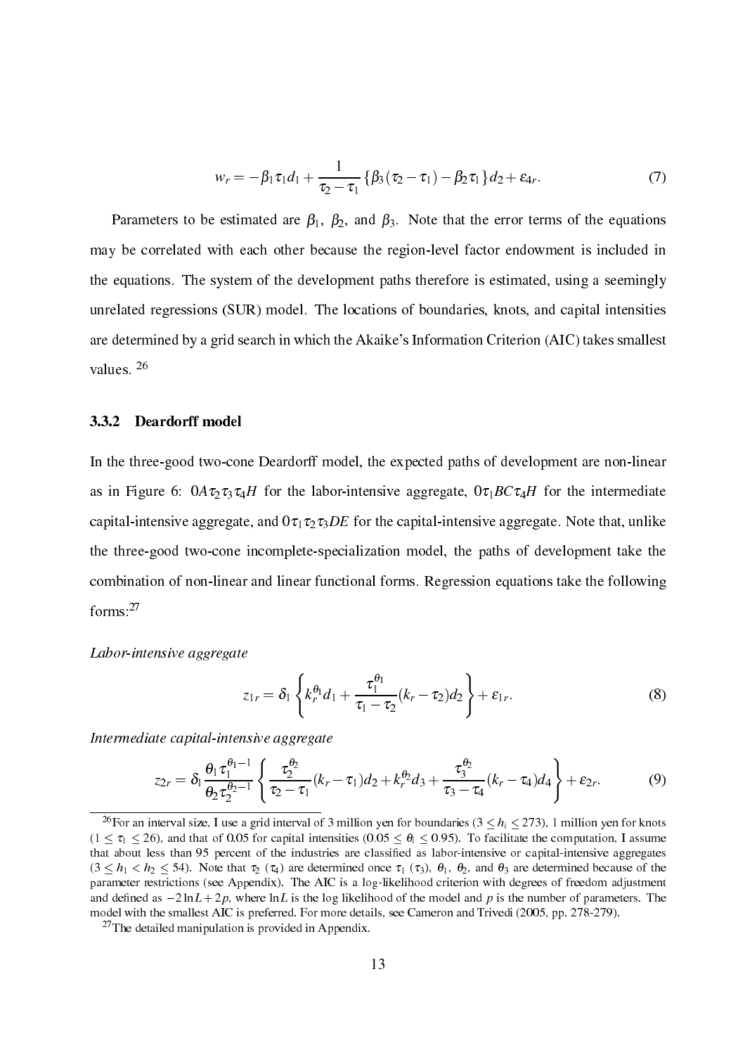$$w_r = -\beta_1\tau_1 d_1 + \frac{1}{\tau_2 - \tau_1}\{\beta_3(\tau_2 - \tau_1) - \beta_2\tau_1\}d_2 + \varepsilon_{4r}. \tag{7}$$

Parameters to be estimated are $\beta_1$, $\beta_2$, and $\beta_3$. Note that the error terms of the equations may be correlated with each other because the region-level factor endowment is included in the equations. The system of the development paths therefore is estimated, using a seemingly unrelated regressions (SUR) model. The locations of boundaries, knots, and capital intensities are determined by a grid search in which the Akaike's Information Criterion (AIC) takes smallest values. [26]

### 3.3.2 Deardorff model

In the three-good two-cone Deardorff model, the expected paths of development are non-linear as in Figure 6: $0A\tau_2\tau_3\tau_4H$ for the labor-intensive aggregate, $0\tau_1BC\tau_4H$ for the intermediate capital-intensive aggregate, and $0\tau_1\tau_2\tau_3DE$ for the capital-intensive aggregate. Note that, unlike the three-good two-cone incomplete-specialization model, the paths of development take the combination of non-linear and linear functional forms. Regression equations take the following forms:[27]

*Labor-intensive aggregate*

$$z_{1r} = \delta_1\left\{k_r^{\theta_1}d_1 + \frac{\tau_1^{\theta_1}}{\tau_1 - \tau_2}(k_r - \tau_2)d_2\right\} + \varepsilon_{1r}. \tag{8}$$

*Intermediate capital-intensive aggregate*

$$z_{2r} = \delta_1\frac{\theta_1\tau_1^{\theta_1-1}}{\theta_2\tau_2^{\theta_2-1}}\left\{\frac{\tau_2^{\theta_2}}{\tau_2 - \tau_1}(k_r - \tau_1)d_2 + k_r^{\theta_2}d_3 + \frac{\tau_3^{\theta_2}}{\tau_3 - \tau_4}(k_r - \tau_4)d_4\right\} + \varepsilon_{2r}. \tag{9}$$

---

[26] For an interval size, I use a grid interval of 3 million yen for boundaries ($3 \le h_i \le 273$), 1 million yen for knots ($1 \le \tau_1 \le 26$), and that of 0.05 for capital intensities ($0.05 \le \theta_i \le 0.95$). To facilitate the computation, I assume that about less than 95 percent of the industries are classified as labor-intensive or capital-intensive aggregates ($3 \le h_1 < h_2 \le 54$). Note that $\tau_2$ ($\tau_4$) are determined once $\tau_1$ ($\tau_3$), $\theta_1$, $\theta_2$, and $\theta_3$ are determined because of the parameter restrictions (see Appendix). The AIC is a log-likelihood criterion with degrees of freedom adjustment and defined as $-2\ln L + 2p$, where $\ln L$ is the log likelihood of the model and $p$ is the number of parameters. The model with the smallest AIC is preferred. For more details, see Cameron and Trivedi (2005, pp. 278-279).

[27] The detailed manipulation is provided in Appendix.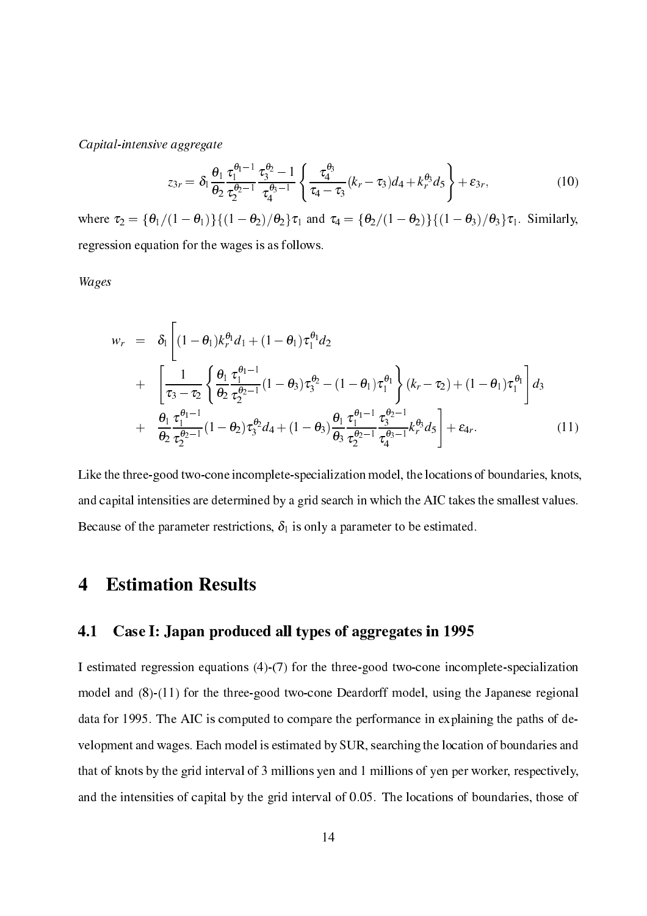*Capital-intensive aggregate*

$$z_{3r} = \delta_1 \frac{\theta_1}{\theta_2} \frac{\tau_1^{\theta_1 - 1}}{\tau_2^{\theta_2 - 1}} \frac{\tau_3^{\theta_2} - 1}{\tau_4^{\theta_3 - 1}} \left\{ \frac{\tau_4^{\theta_3}}{\tau_4 - \tau_3}(k_r - \tau_3) d_4 + k_r^{\theta_3} d_5 \right\} + \varepsilon_{3r}, \tag{10}$$

where $\tau_2 = \{\theta_1/(1-\theta_1)\}\{(1-\theta_2)/\theta_2\}\tau_1$ and $\tau_4 = \{\theta_2/(1-\theta_2)\}\{(1-\theta_3)/\theta_3\}\tau_1$. Similarly, regression equation for the wages is as follows.

*Wages*

$$\begin{aligned}
w_r &= \delta_1 \Bigg[ (1-\theta_1) k_r^{\theta_1} d_1 + (1-\theta_1)\tau_1^{\theta_1} d_2 \\
&+ \left[ \frac{1}{\tau_3 - \tau_2} \left\{ \frac{\theta_1}{\theta_2} \frac{\tau_1^{\theta_1 - 1}}{\tau_2^{\theta_2 - 1}} (1-\theta_3)\tau_3^{\theta_2} - (1-\theta_1)\tau_1^{\theta_1} \right\} (k_r - \tau_2) + (1-\theta_1)\tau_1^{\theta_1} \right] d_3 \\
&+ \frac{\theta_1}{\theta_2} \frac{\tau_1^{\theta_1 - 1}}{\tau_2^{\theta_2 - 1}} (1-\theta_2)\tau_3^{\theta_2} d_4 + (1-\theta_3) \frac{\theta_1}{\theta_3} \frac{\tau_1^{\theta_1 - 1}}{\tau_2^{\theta_2 - 1}} \frac{\tau_3^{\theta_2 - 1}}{\tau_4^{\theta_3 - 1}} k_r^{\theta_3} d_5 \Bigg] + \varepsilon_{4r}.
\end{aligned} \tag{11}$$

Like the three-good two-cone incomplete-specialization model, the locations of boundaries, knots, and capital intensities are determined by a grid search in which the AIC takes the smallest values. Because of the parameter restrictions, $\delta_1$ is only a parameter to be estimated.

# 4 Estimation Results

## 4.1 Case I: Japan produced all types of aggregates in 1995

I estimated regression equations (4)-(7) for the three-good two-cone incomplete-specialization model and (8)-(11) for the three-good two-cone Deardorff model, using the Japanese regional data for 1995. The AIC is computed to compare the performance in explaining the paths of development and wages. Each model is estimated by SUR, searching the location of boundaries and that of knots by the grid interval of 3 millions yen and 1 millions of yen per worker, respectively, and the intensities of capital by the grid interval of 0.05. The locations of boundaries, those of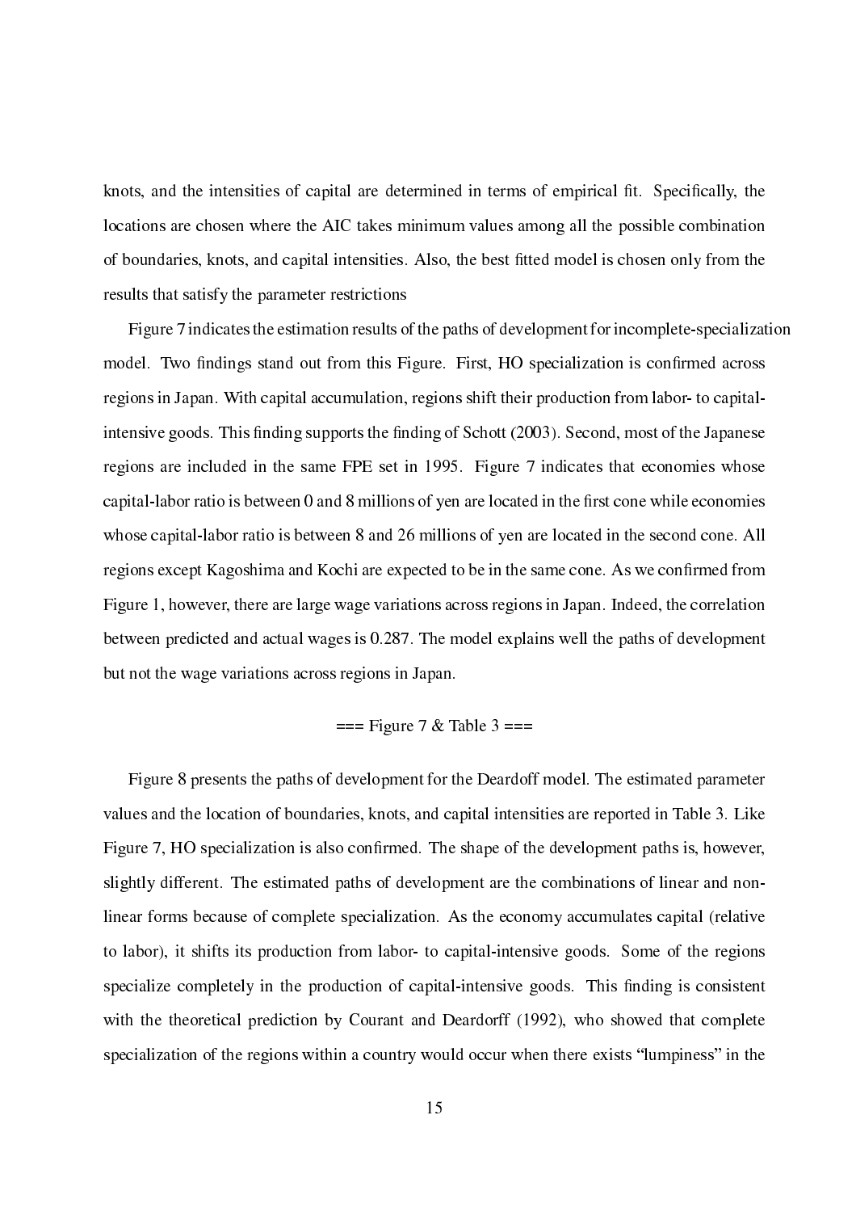knots, and the intensities of capital are determined in terms of empirical fit. Specifically, the locations are chosen where the AIC takes minimum values among all the possible combination of boundaries, knots, and capital intensities. Also, the best fitted model is chosen only from the results that satisfy the parameter restrictions

Figure 7 indicates the estimation results of the paths of development for incomplete-specialization model. Two findings stand out from this Figure. First, HO specialization is confirmed across regions in Japan. With capital accumulation, regions shift their production from labor- to capital-intensive goods. This finding supports the finding of Schott (2003). Second, most of the Japanese regions are included in the same FPE set in 1995. Figure 7 indicates that economies whose capital-labor ratio is between 0 and 8 millions of yen are located in the first cone while economies whose capital-labor ratio is between 8 and 26 millions of yen are located in the second cone. All regions except Kagoshima and Kochi are expected to be in the same cone. As we confirmed from Figure 1, however, there are large wage variations across regions in Japan. Indeed, the correlation between predicted and actual wages is 0.287. The model explains well the paths of development but not the wage variations across regions in Japan.

=== Figure 7 & Table 3 ===

Figure 8 presents the paths of development for the Deardoff model. The estimated parameter values and the location of boundaries, knots, and capital intensities are reported in Table 3. Like Figure 7, HO specialization is also confirmed. The shape of the development paths is, however, slightly different. The estimated paths of development are the combinations of linear and non-linear forms because of complete specialization. As the economy accumulates capital (relative to labor), it shifts its production from labor- to capital-intensive goods. Some of the regions specialize completely in the production of capital-intensive goods. This finding is consistent with the theoretical prediction by Courant and Deardorff (1992), who showed that complete specialization of the regions within a country would occur when there exists "lumpiness" in the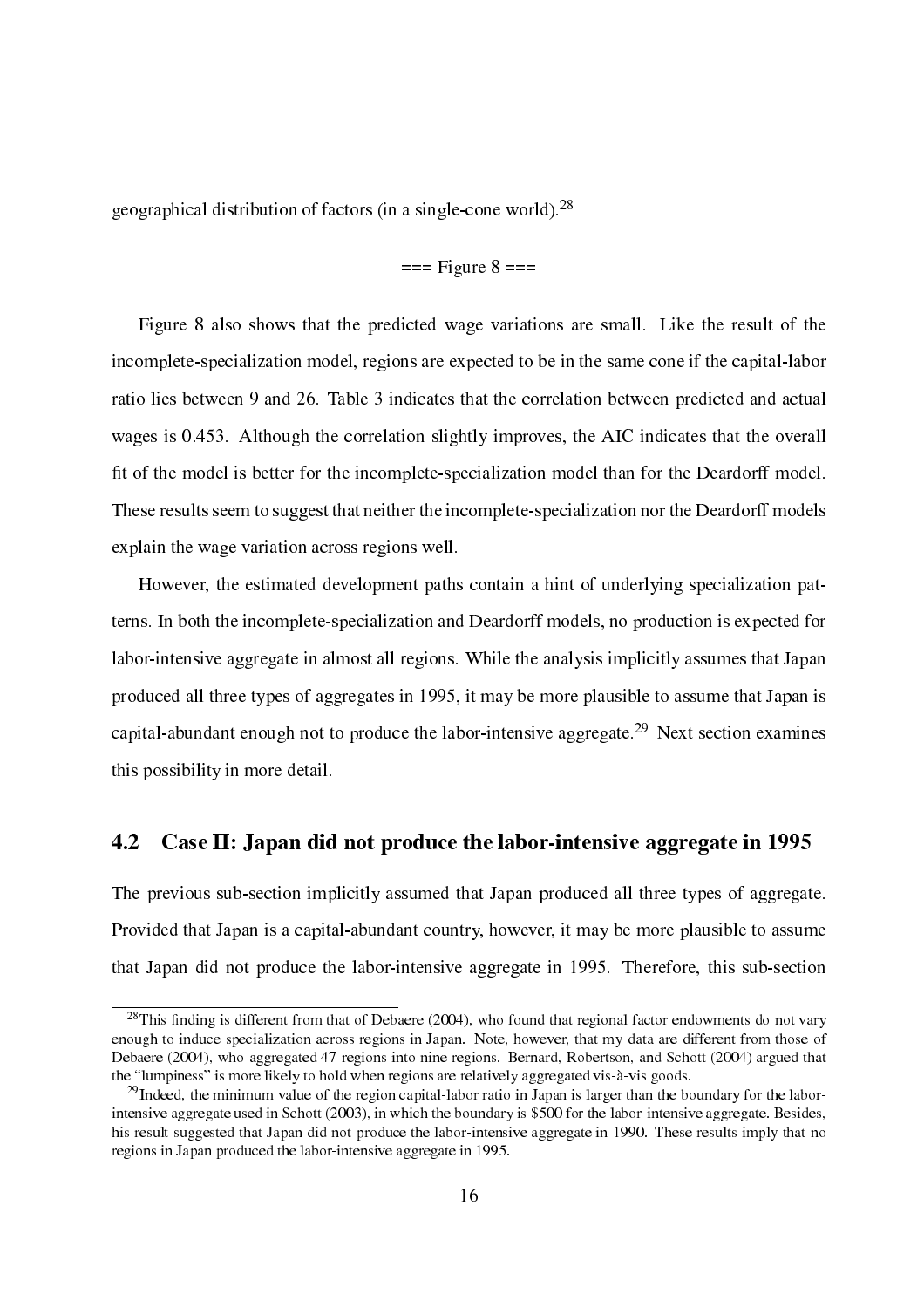geographical distribution of factors (in a single-cone world).[28]

=== Figure 8 ===

Figure 8 also shows that the predicted wage variations are small. Like the result of the incomplete-specialization model, regions are expected to be in the same cone if the capital-labor ratio lies between 9 and 26. Table 3 indicates that the correlation between predicted and actual wages is 0.453. Although the correlation slightly improves, the AIC indicates that the overall fit of the model is better for the incomplete-specialization model than for the Deardorff model. These results seem to suggest that neither the incomplete-specialization nor the Deardorff models explain the wage variation across regions well.

However, the estimated development paths contain a hint of underlying specialization patterns. In both the incomplete-specialization and Deardorff models, no production is expected for labor-intensive aggregate in almost all regions. While the analysis implicitly assumes that Japan produced all three types of aggregates in 1995, it may be more plausible to assume that Japan is capital-abundant enough not to produce the labor-intensive aggregate.[29] Next section examines this possibility in more detail.

## 4.2 Case II: Japan did not produce the labor-intensive aggregate in 1995

The previous sub-section implicitly assumed that Japan produced all three types of aggregate. Provided that Japan is a capital-abundant country, however, it may be more plausible to assume that Japan did not produce the labor-intensive aggregate in 1995. Therefore, this sub-section

---

[28] This finding is different from that of Debaere (2004), who found that regional factor endowments do not vary enough to induce specialization across regions in Japan. Note, however, that my data are different from those of Debaere (2004), who aggregated 47 regions into nine regions. Bernard, Robertson, and Schott (2004) argued that the "lumpiness" is more likely to hold when regions are relatively aggregated vis-à-vis goods.

[29] Indeed, the minimum value of the region capital-labor ratio in Japan is larger than the boundary for the labor-intensive aggregate used in Schott (2003), in which the boundary is $500 for the labor-intensive aggregate. Besides, his result suggested that Japan did not produce the labor-intensive aggregate in 1990. These results imply that no regions in Japan produced the labor-intensive aggregate in 1995.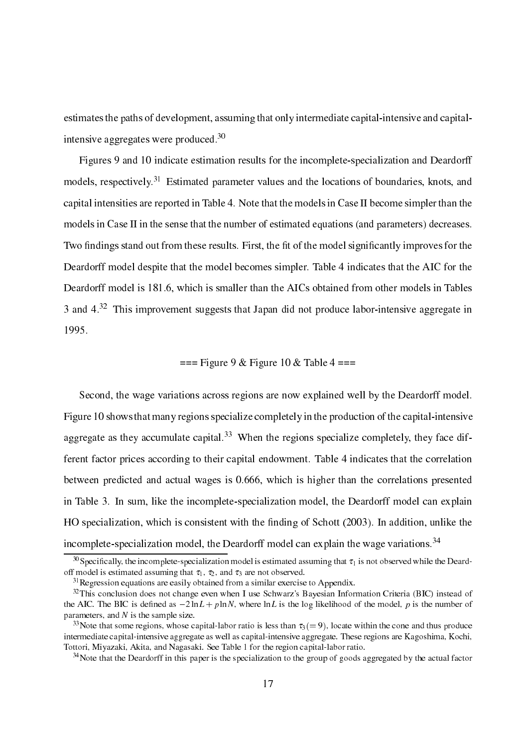estimates the paths of development, assuming that only intermediate capital-intensive and capital-intensive aggregates were produced.[30]

Figures 9 and 10 indicate estimation results for the incomplete-specialization and Deardorff models, respectively.[31] Estimated parameter values and the locations of boundaries, knots, and capital intensities are reported in Table 4. Note that the models in Case II become simpler than the models in Case II in the sense that the number of estimated equations (and parameters) decreases. Two findings stand out from these results. First, the fit of the model significantly improves for the Deardorff model despite that the model becomes simpler. Table 4 indicates that the AIC for the Deardorff model is 181.6, which is smaller than the AICs obtained from other models in Tables 3 and 4.[32] This improvement suggests that Japan did not produce labor-intensive aggregate in 1995.

=== Figure 9 & Figure 10 & Table 4 ===

Second, the wage variations across regions are now explained well by the Deardorff model. Figure 10 shows that many regions specialize completely in the production of the capital-intensive aggregate as they accumulate capital.[33] When the regions specialize completely, they face different factor prices according to their capital endowment. Table 4 indicates that the correlation between predicted and actual wages is 0.666, which is higher than the correlations presented in Table 3. In sum, like the incomplete-specialization model, the Deardorff model can explain HO specialization, which is consistent with the finding of Schott (2003). In addition, unlike the incomplete-specialization model, the Deardorff model can explain the wage variations.[34]

[30] Specifically, the incomplete-specialization model is estimated assuming that $\tau_1$ is not observed while the Deardoff model is estimated assuming that $\tau_1$, $\tau_2$, and $\tau_3$ are not observed.

[31] Regression equations are easily obtained from a similar exercise to Appendix.

[32] This conclusion does not change even when I use Schwarz's Bayesian Information Criteria (BIC) instead of the AIC. The BIC is defined as $-2\ln L + p\ln N$, where $\ln L$ is the log likelihood of the model, $p$ is the number of parameters, and $N$ is the sample size.

[33] Note that some regions, whose capital-labor ratio is less than $\tau_3 (= 9)$, locate within the cone and thus produce intermediate capital-intensive aggregate as well as capital-intensive aggregate. These regions are Kagoshima, Kochi, Tottori, Miyazaki, Akita, and Nagasaki. See Table 1 for the region capital-labor ratio.

[34] Note that the Deardorff in this paper is the specialization to the group of goods aggregated by the actual factor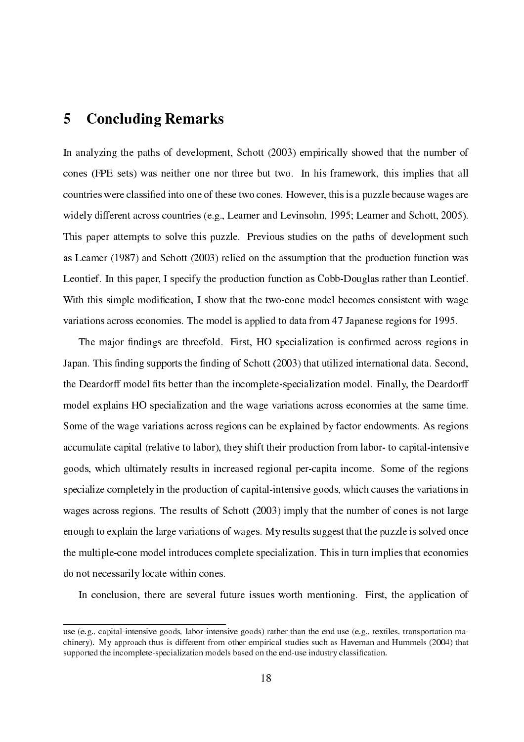## 5 Concluding Remarks

In analyzing the paths of development, Schott (2003) empirically showed that the number of cones (FPE sets) was neither one nor three but two. In his framework, this implies that all countries were classified into one of these two cones. However, this is a puzzle because wages are widely different across countries (e.g., Leamer and Levinsohn, 1995; Leamer and Schott, 2005). This paper attempts to solve this puzzle. Previous studies on the paths of development such as Leamer (1987) and Schott (2003) relied on the assumption that the production function was Leontief. In this paper, I specify the production function as Cobb-Douglas rather than Leontief. With this simple modification, I show that the two-cone model becomes consistent with wage variations across economies. The model is applied to data from 47 Japanese regions for 1995.

The major findings are threefold. First, HO specialization is confirmed across regions in Japan. This finding supports the finding of Schott (2003) that utilized international data. Second, the Deardorff model fits better than the incomplete-specialization model. Finally, the Deardorff model explains HO specialization and the wage variations across economies at the same time. Some of the wage variations across regions can be explained by factor endowments. As regions accumulate capital (relative to labor), they shift their production from labor- to capital-intensive goods, which ultimately results in increased regional per-capita income. Some of the regions specialize completely in the production of capital-intensive goods, which causes the variations in wages across regions. The results of Schott (2003) imply that the number of cones is not large enough to explain the large variations of wages. My results suggest that the puzzle is solved once the multiple-cone model introduces complete specialization. This in turn implies that economies do not necessarily locate within cones.

In conclusion, there are several future issues worth mentioning. First, the application of

use (e.g., capital-intensive goods, labor-intensive goods) rather than the end use (e.g., textiles, transportation machinery). My approach thus is different from other empirical studies such as Haveman and Hummels (2004) that supported the incomplete-specialization models based on the end-use industry classification.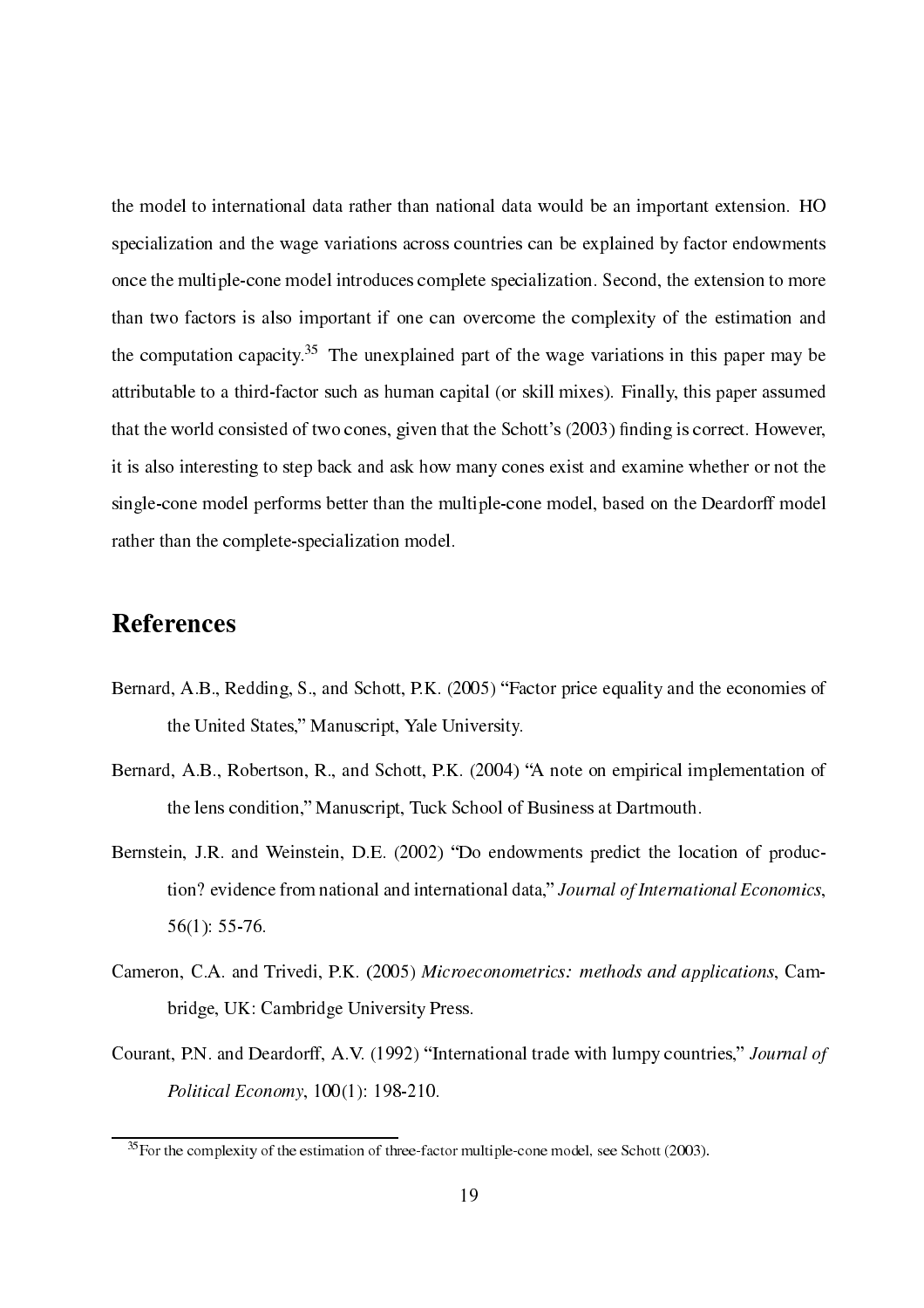the model to international data rather than national data would be an important extension. HO specialization and the wage variations across countries can be explained by factor endowments once the multiple-cone model introduces complete specialization. Second, the extension to more than two factors is also important if one can overcome the complexity of the estimation and the computation capacity.[35] The unexplained part of the wage variations in this paper may be attributable to a third-factor such as human capital (or skill mixes). Finally, this paper assumed that the world consisted of two cones, given that the Schott's (2003) finding is correct. However, it is also interesting to step back and ask how many cones exist and examine whether or not the single-cone model performs better than the multiple-cone model, based on the Deardorff model rather than the complete-specialization model.

## References

Bernard, A.B., Redding, S., and Schott, P.K. (2005) "Factor price equality and the economies of the United States," Manuscript, Yale University.

Bernard, A.B., Robertson, R., and Schott, P.K. (2004) "A note on empirical implementation of the lens condition," Manuscript, Tuck School of Business at Dartmouth.

Bernstein, J.R. and Weinstein, D.E. (2002) "Do endowments predict the location of production? evidence from national and international data," *Journal of International Economics*, 56(1): 55-76.

Cameron, C.A. and Trivedi, P.K. (2005) *Microeconometrics: methods and applications*, Cambridge, UK: Cambridge University Press.

Courant, P.N. and Deardorff, A.V. (1992) "International trade with lumpy countries," *Journal of Political Economy*, 100(1): 198-210.

[35] For the complexity of the estimation of three-factor multiple-cone model, see Schott (2003).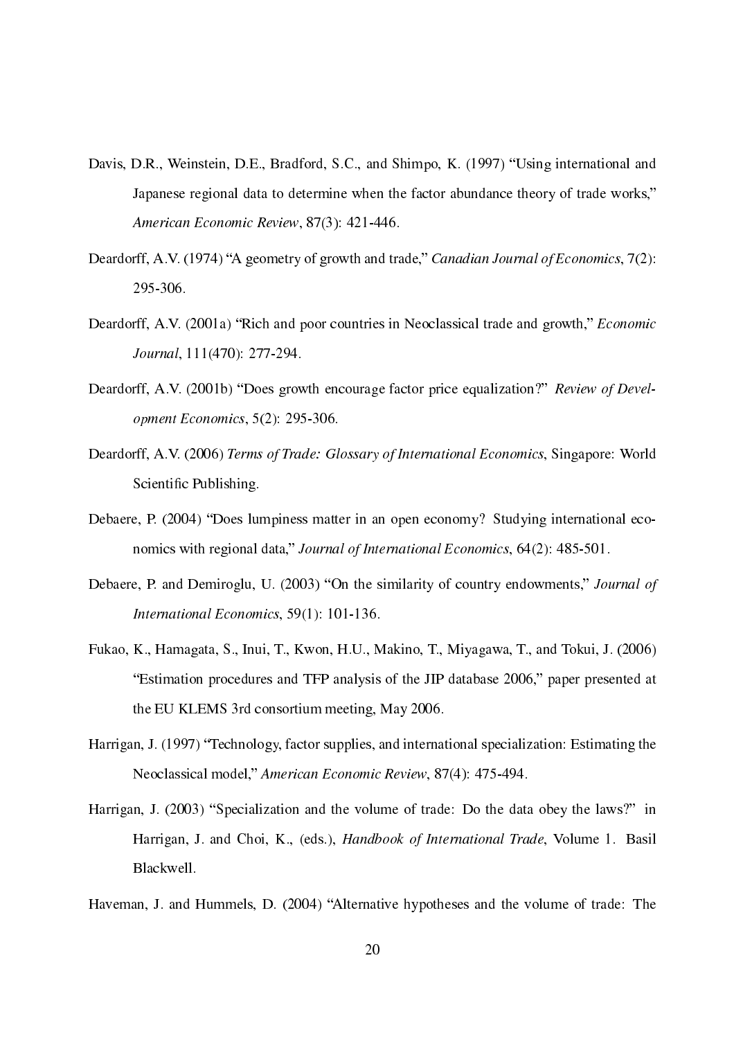Davis, D.R., Weinstein, D.E., Bradford, S.C., and Shimpo, K. (1997) "Using international and Japanese regional data to determine when the factor abundance theory of trade works," *American Economic Review*, 87(3): 421-446.

Deardorff, A.V. (1974) "A geometry of growth and trade," *Canadian Journal of Economics*, 7(2): 295-306.

Deardorff, A.V. (2001a) "Rich and poor countries in Neoclassical trade and growth," *Economic Journal*, 111(470): 277-294.

Deardorff, A.V. (2001b) "Does growth encourage factor price equalization?" *Review of Development Economics*, 5(2): 295-306.

Deardorff, A.V. (2006) *Terms of Trade: Glossary of International Economics*, Singapore: World Scientific Publishing.

Debaere, P. (2004) "Does lumpiness matter in an open economy? Studying international economics with regional data," *Journal of International Economics*, 64(2): 485-501.

Debaere, P. and Demiroglu, U. (2003) "On the similarity of country endowments," *Journal of International Economics*, 59(1): 101-136.

Fukao, K., Hamagata, S., Inui, T., Kwon, H.U., Makino, T., Miyagawa, T., and Tokui, J. (2006) "Estimation procedures and TFP analysis of the JIP database 2006," paper presented at the EU KLEMS 3rd consortium meeting, May 2006.

Harrigan, J. (1997) "Technology, factor supplies, and international specialization: Estimating the Neoclassical model," *American Economic Review*, 87(4): 475-494.

Harrigan, J. (2003) "Specialization and the volume of trade: Do the data obey the laws?" in Harrigan, J. and Choi, K., (eds.), *Handbook of International Trade*, Volume 1. Basil Blackwell.

Haveman, J. and Hummels, D. (2004) "Alternative hypotheses and the volume of trade: The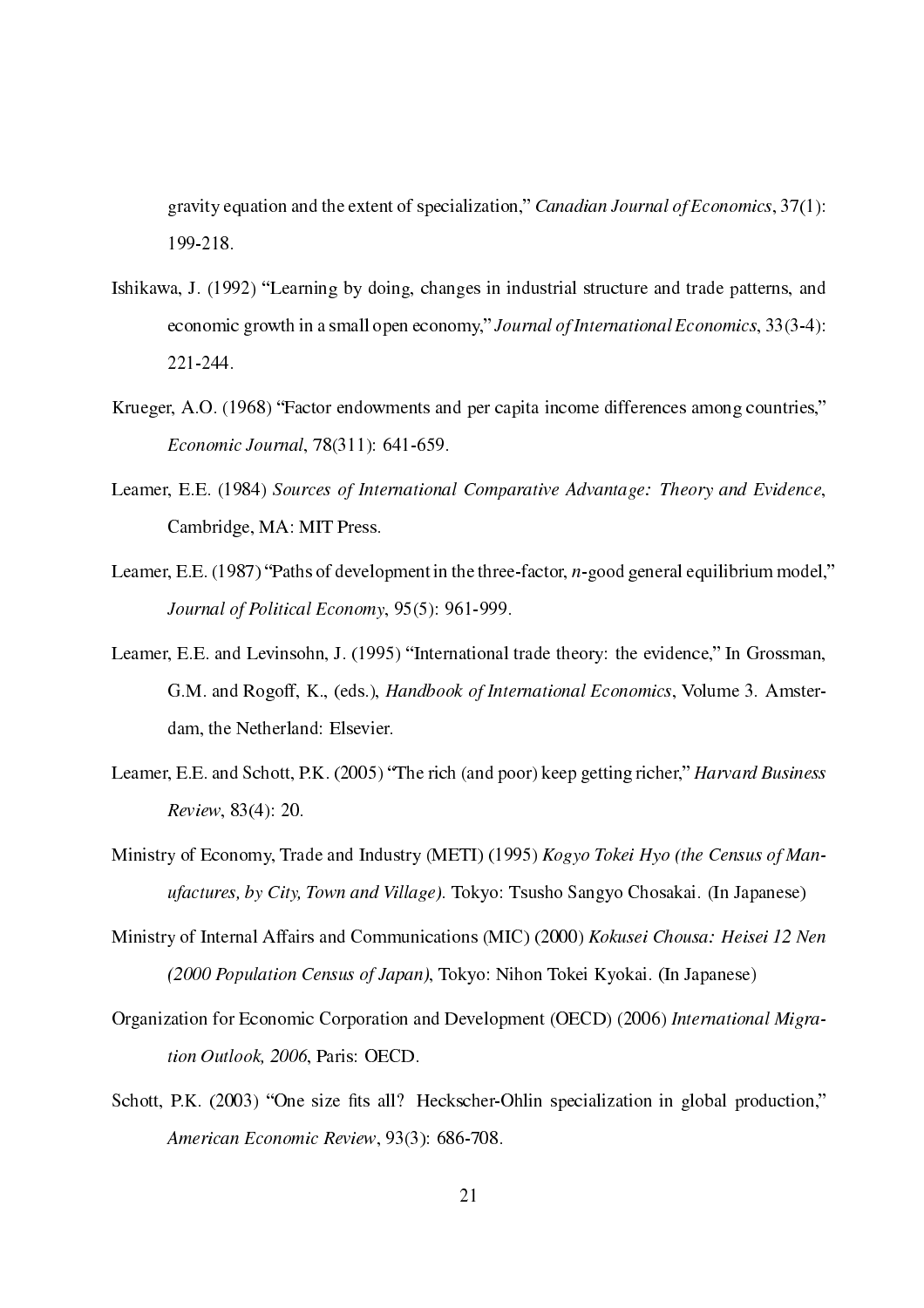gravity equation and the extent of specialization," *Canadian Journal of Economics*, 37(1): 199-218.

Ishikawa, J. (1992) "Learning by doing, changes in industrial structure and trade patterns, and economic growth in a small open economy," *Journal of International Economics*, 33(3-4): 221-244.

Krueger, A.O. (1968) "Factor endowments and per capita income differences among countries," *Economic Journal*, 78(311): 641-659.

Leamer, E.E. (1984) *Sources of International Comparative Advantage: Theory and Evidence*, Cambridge, MA: MIT Press.

Leamer, E.E. (1987) "Paths of development in the three-factor, *n*-good general equilibrium model," *Journal of Political Economy*, 95(5): 961-999.

Leamer, E.E. and Levinsohn, J. (1995) "International trade theory: the evidence," In Grossman, G.M. and Rogoff, K., (eds.), *Handbook of International Economics*, Volume 3. Amsterdam, the Netherland: Elsevier.

Leamer, E.E. and Schott, P.K. (2005) "The rich (and poor) keep getting richer," *Harvard Business Review*, 83(4): 20.

Ministry of Economy, Trade and Industry (METI) (1995) *Kogyo Tokei Hyo (the Census of Manufactures, by City, Town and Village)*. Tokyo: Tsusho Sangyo Chosakai. (In Japanese)

Ministry of Internal Affairs and Communications (MIC) (2000) *Kokusei Chousa: Heisei 12 Nen (2000 Population Census of Japan)*, Tokyo: Nihon Tokei Kyokai. (In Japanese)

Organization for Economic Corporation and Development (OECD) (2006) *International Migration Outlook, 2006*, Paris: OECD.

Schott, P.K. (2003) "One size fits all? Heckscher-Ohlin specialization in global production," *American Economic Review*, 93(3): 686-708.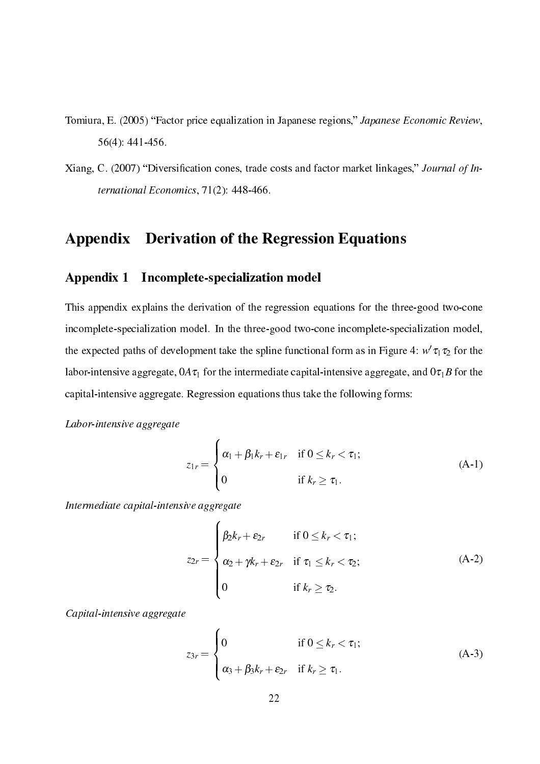Tomiura, E. (2005) "Factor price equalization in Japanese regions," *Japanese Economic Review*, 56(4): 441-456.

Xiang, C. (2007) "Diversification cones, trade costs and factor market linkages," *Journal of International Economics*, 71(2): 448-466.

# Appendix Derivation of the Regression Equations

## Appendix 1 Incomplete-specialization model

This appendix explains the derivation of the regression equations for the three-good two-cone incomplete-specialization model. In the three-good two-cone incomplete-specialization model, the expected paths of development take the spline functional form as in Figure 4: $w'\tau_1\tau_2$ for the labor-intensive aggregate, $0A\tau_1$ for the intermediate capital-intensive aggregate, and $0\tau_1 B$ for the capital-intensive aggregate. Regression equations thus take the following forms:

*Labor-intensive aggregate*

$$
z_{1r} = \begin{cases} \alpha_1 + \beta_1 k_r + \varepsilon_{1r} & \text{if } 0 \leq k_r < \tau_1; \\ 0 & \text{if } k_r \geq \tau_1. \end{cases} \tag{A-1}
$$

*Intermediate capital-intensive aggregate*

$$
z_{2r} = \begin{cases} \beta_2 k_r + \varepsilon_{2r} & \text{if } 0 \leq k_r < \tau_1; \\ \alpha_2 + \gamma k_r + \varepsilon_{2r} & \text{if } \tau_1 \leq k_r < \tau_2; \\ 0 & \text{if } k_r \geq \tau_2. \end{cases} \tag{A-2}
$$

*Capital-intensive aggregate*

$$
z_{3r} = \begin{cases} 0 & \text{if } 0 \leq k_r < \tau_1; \\ \alpha_3 + \beta_3 k_r + \varepsilon_{2r} & \text{if } k_r \geq \tau_1. \end{cases} \tag{A-3}
$$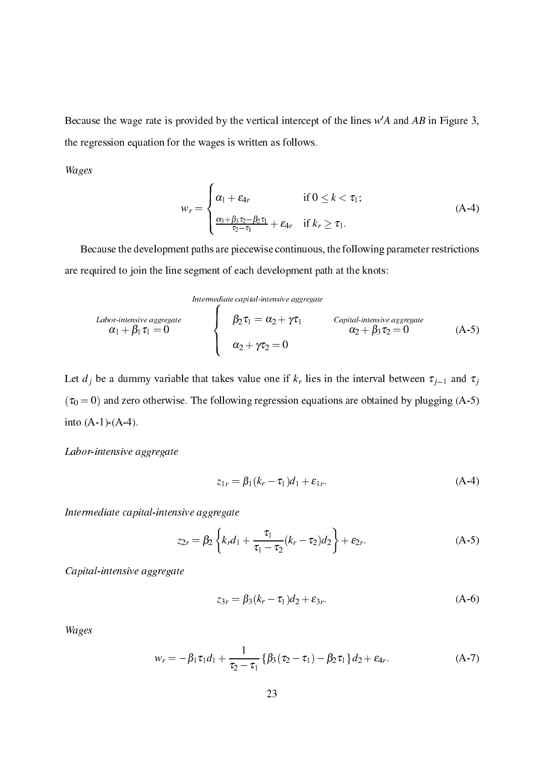Because the wage rate is provided by the vertical intercept of the lines $w'A$ and $AB$ in Figure 3, the regression equation for the wages is written as follows.

*Wages*

$$
w_r = \begin{cases} \alpha_1 + \varepsilon_{4r} & \text{if } 0 \leq k < \tau_1; \\ \frac{\alpha_3 + \beta_3 \tau_2 - \beta_2 \tau_1}{\tau_2 - \tau_1} + \varepsilon_{4r} & \text{if } k_r \geq \tau_1. \end{cases} \tag{A-4}
$$

Because the development paths are piecewise continuous, the following parameter restrictions are required to join the line segment of each development path at the knots:

$$
\underset{\alpha_1 + \beta_1 \tau_1 = 0}{\textit{Labor-intensive aggregate}} \qquad \overset{\textit{Intermediate capital-intensive aggregate}}{\begin{cases} \beta_2 \tau_1 = \alpha_2 + \gamma \tau_1 \\ \alpha_2 + \gamma \tau_2 = 0 \end{cases}} \qquad \underset{\alpha_2 + \beta_3 \tau_2 = 0}{\textit{Capital-intensive aggregate}} \tag{A-5}
$$

Let $d_j$ be a dummy variable that takes value one if $k_r$ lies in the interval between $\tau_{j-1}$ and $\tau_j$ ($\tau_0 = 0$) and zero otherwise. The following regression equations are obtained by plugging (A-5) into (A-1)-(A-4).

*Labor-intensive aggregate*

$$
z_{1r} = \beta_1 (k_r - \tau_1) d_1 + \varepsilon_{1r}. \tag{A-4}
$$

*Intermediate capital-intensive aggregate*

$$
z_{2r} = \beta_2 \left\{ k_r d_1 + \frac{\tau_1}{\tau_1 - \tau_2} (k_r - \tau_2) d_2 \right\} + \varepsilon_{2r}. \tag{A-5}
$$

*Capital-intensive aggregate*

$$
z_{3r} = \beta_3 (k_r - \tau_1) d_2 + \varepsilon_{3r}. \tag{A-6}
$$

*Wages*

$$
w_r = -\beta_1 \tau_1 d_1 + \frac{1}{\tau_2 - \tau_1} \left\{ \beta_3 (\tau_2 - \tau_1) - \beta_2 \tau_1 \right\} d_2 + \varepsilon_{4r}. \tag{A-7}
$$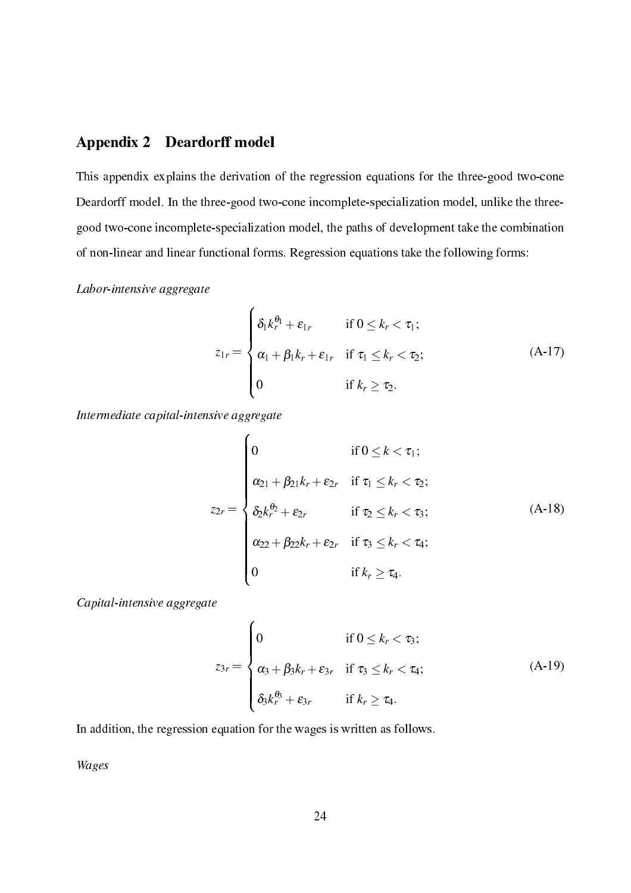## Appendix 2 Deardorff model

This appendix explains the derivation of the regression equations for the three-good two-cone Deardorff model. In the three-good two-cone incomplete-specialization model, unlike the three-good two-cone incomplete-specialization model, the paths of development take the combination of non-linear and linear functional forms. Regression equations take the following forms:

*Labor-intensive aggregate*

$$z_{1r} = \begin{cases} \delta_1 k_r^{\theta_1} + \varepsilon_{1r} & \text{if } 0 \leq k_r < \tau_1; \\ \alpha_1 + \beta_1 k_r + \varepsilon_{1r} & \text{if } \tau_1 \leq k_r < \tau_2; \\ 0 & \text{if } k_r \geq \tau_2. \end{cases} \tag{A-17}$$

*Intermediate capital-intensive aggregate*

$$z_{2r} = \begin{cases} 0 & \text{if } 0 \leq k < \tau_1; \\ \alpha_{21} + \beta_{21} k_r + \varepsilon_{2r} & \text{if } \tau_1 \leq k_r < \tau_2; \\ \delta_2 k_r^{\theta_2} + \varepsilon_{2r} & \text{if } \tau_2 \leq k_r < \tau_3; \\ \alpha_{22} + \beta_{22} k_r + \varepsilon_{2r} & \text{if } \tau_3 \leq k_r < \tau_4; \\ 0 & \text{if } k_r \geq \tau_4. \end{cases} \tag{A-18}$$

*Capital-intensive aggregate*

$$z_{3r} = \begin{cases} 0 & \text{if } 0 \leq k_r < \tau_3; \\ \alpha_3 + \beta_3 k_r + \varepsilon_{3r} & \text{if } \tau_3 \leq k_r < \tau_4; \\ \delta_3 k_r^{\theta_3} + \varepsilon_{3r} & \text{if } k_r \geq \tau_4. \end{cases} \tag{A-19}$$

In addition, the regression equation for the wages is written as follows.

*Wages*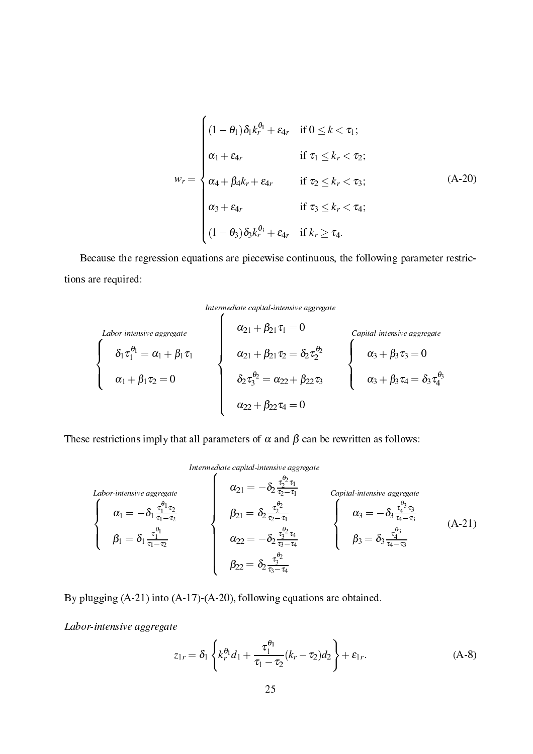$$
w_r = \begin{cases}
(1-\theta_1)\delta_1 k_r^{\theta_1} + \varepsilon_{4r} & \text{if } 0 \le k < \tau_1; \\
\alpha_1 + \varepsilon_{4r} & \text{if } \tau_1 \le k_r < \tau_2; \\
\alpha_4 + \beta_4 k_r + \varepsilon_{4r} & \text{if } \tau_2 \le k_r < \tau_3; \\
\alpha_3 + \varepsilon_{4r} & \text{if } \tau_3 \le k_r < \tau_4; \\
(1-\theta_3)\delta_3 k_r^{\theta_3} + \varepsilon_{4r} & \text{if } k_r \ge \tau_4.
\end{cases} \tag{A-20}
$$

Because the regression equations are piecewise continuous, the following parameter restrictions are required:

$$
\overbrace{\begin{cases}
\delta_1 \tau_1^{\theta_1} = \alpha_1 + \beta_1 \tau_1 \\
\alpha_1 + \beta_1 \tau_2 = 0
\end{cases}}^{\textit{Labor-intensive aggregate}}
\quad
\overbrace{\begin{cases}
\alpha_{21} + \beta_{21}\tau_1 = 0 \\
\alpha_{21} + \beta_{21}\tau_2 = \delta_2 \tau_2^{\theta_2} \\
\delta_2 \tau_3^{\theta_2} = \alpha_{22} + \beta_{22}\tau_3 \\
\alpha_{22} + \beta_{22}\tau_4 = 0
\end{cases}}^{\textit{Intermediate capital-intensive aggregate}}
\quad
\overbrace{\begin{cases}
\alpha_3 + \beta_3 \tau_3 = 0 \\
\alpha_3 + \beta_3 \tau_4 = \delta_3 \tau_4^{\theta_3}
\end{cases}}^{\textit{Capital-intensive aggregate}}
$$

These restrictions imply that all parameters of $\alpha$ and $\beta$ can be rewritten as follows:

$$
\overbrace{\begin{cases}
\alpha_1 = -\delta_1 \frac{\tau_1^{\theta_1}\tau_2}{\tau_1 - \tau_2} \\
\beta_1 = \delta_1 \frac{\tau_1^{\theta_1}}{\tau_1 - \tau_2}
\end{cases}}^{\textit{Labor-intensive aggregate}}
\quad
\overbrace{\begin{cases}
\alpha_{21} = -\delta_2 \frac{\tau_2^{\theta_2}\tau_1}{\tau_2 - \tau_1} \\
\beta_{21} = \delta_2 \frac{\tau_2^{\theta_2}}{\tau_2 - \tau_1} \\
\alpha_{22} = -\delta_2 \frac{\tau_3^{\theta_2}\tau_4}{\tau_3 - \tau_4} \\
\beta_{22} = \delta_2 \frac{\tau_3^{\theta_2}}{\tau_3 - \tau_4}
\end{cases}}^{\textit{Intermediate capital-intensive aggregate}}
\quad
\overbrace{\begin{cases}
\alpha_3 = -\delta_3 \frac{\tau_4^{\theta_3}\tau_3}{\tau_4 - \tau_3} \\
\beta_3 = \delta_3 \frac{\tau_4^{\theta_3}}{\tau_4 - \tau_3}
\end{cases}}^{\textit{Capital-intensive aggregate}}
\tag{A-21}
$$

By plugging (A-21) into (A-17)-(A-20), following equations are obtained.

*Labor-intensive aggregate*

$$
z_{1r} = \delta_1 \left\{ k_r^{\theta_1} d_1 + \frac{\tau_1^{\theta_1}}{\tau_1 - \tau_2}(k_r - \tau_2) d_2 \right\} + \varepsilon_{1r}. \tag{A-8}
$$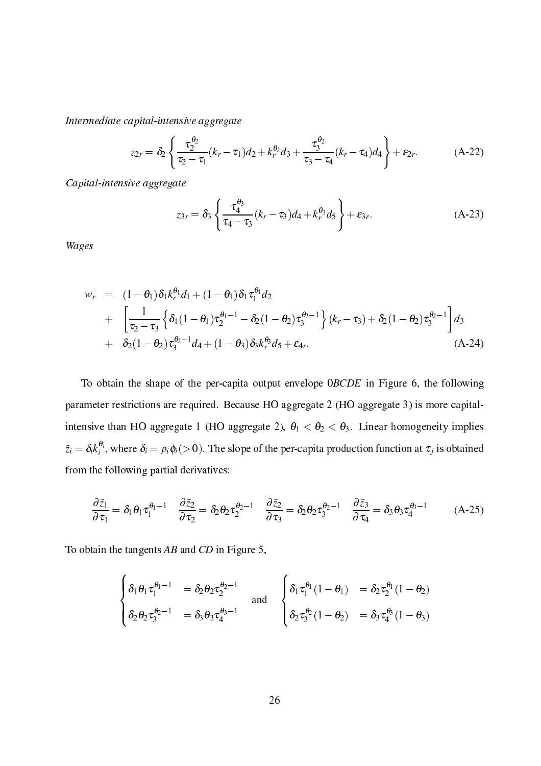*Intermediate capital-intensive aggregate*

$$z_{2r} = \delta_2 \left\{ \frac{\tau_2^{\theta_2}}{\tau_2 - \tau_1}(k_r - \tau_1)d_2 + k_r^{\theta_2} d_3 + \frac{\tau_3^{\theta_2}}{\tau_3 - \tau_4}(k_r - \tau_4)d_4 \right\} + \varepsilon_{2r}. \tag{A-22}$$

*Capital-intensive aggregate*

$$z_{3r} = \delta_3 \left\{ \frac{\tau_4^{\theta_3}}{\tau_4 - \tau_3}(k_r - \tau_3)d_4 + k_r^{\theta_3} d_5 \right\} + \varepsilon_{3r}. \tag{A-23}$$

*Wages*

$$\begin{aligned} w_r &= (1-\theta_1)\delta_1 k_r^{\theta_1} d_1 + (1-\theta_1)\delta_1 \tau_1^{\theta_1} d_2 \\ &+ \left[ \frac{1}{\tau_2 - \tau_3} \left\{ \delta_1 (1-\theta_1)\tau_2^{\theta_1 - 1} - \delta_2 (1-\theta_2)\tau_3^{\theta_2 - 1} \right\} (k_r - \tau_3) + \delta_2 (1-\theta_2)\tau_3^{\theta_2 - 1} \right] d_3 \\ &+ \delta_2 (1-\theta_2)\tau_3^{\theta_2 - 1} d_4 + (1-\theta_3)\delta_3 k_r^{\theta_3} d_5 + \varepsilon_{4r}. \end{aligned} \tag{A-24}$$

To obtain the shape of the per-capita output envelope $0BCDE$ in Figure 6, the following parameter restrictions are required. Because HO aggregate 2 (HO aggregate 3) is more capital-intensive than HO aggregate 1 (HO aggregate 2), $\theta_1 < \theta_2 < \theta_3$. Linear homogeneity implies $\tilde{z}_i = \delta_i k_i^{\theta_i}$, where $\delta_i = p_i \phi_i (>0)$. The slope of the per-capita production function at $\tau_j$ is obtained from the following partial derivatives:

$$\frac{\partial \tilde{z}_1}{\partial \tau_1} = \delta_1 \theta_1 \tau_1^{\theta_1 - 1} \quad \frac{\partial \tilde{z}_2}{\partial \tau_2} = \delta_2 \theta_2 \tau_2^{\theta_2 - 1} \quad \frac{\partial \tilde{z}_2}{\partial \tau_3} = \delta_2 \theta_2 \tau_3^{\theta_2 - 1} \quad \frac{\partial \tilde{z}_3}{\partial \tau_4} = \delta_3 \theta_3 \tau_4^{\theta_3 - 1} \tag{A-25}$$

To obtain the tangents $AB$ and $CD$ in Figure 5,

$$\begin{cases} \delta_1 \theta_1 \tau_1^{\theta_1 - 1} &= \delta_2 \theta_2 \tau_2^{\theta_2 - 1} \\ \delta_2 \theta_2 \tau_3^{\theta_2 - 1} &= \delta_3 \theta_3 \tau_4^{\theta_3 - 1} \end{cases} \quad \text{and} \quad \begin{cases} \delta_1 \tau_1^{\theta_1} (1-\theta_1) &= \delta_2 \tau_2^{\theta_1} (1-\theta_2) \\ \delta_2 \tau_3^{\theta_2} (1-\theta_2) &= \delta_3 \tau_4^{\theta_3} (1-\theta_3) \end{cases}$$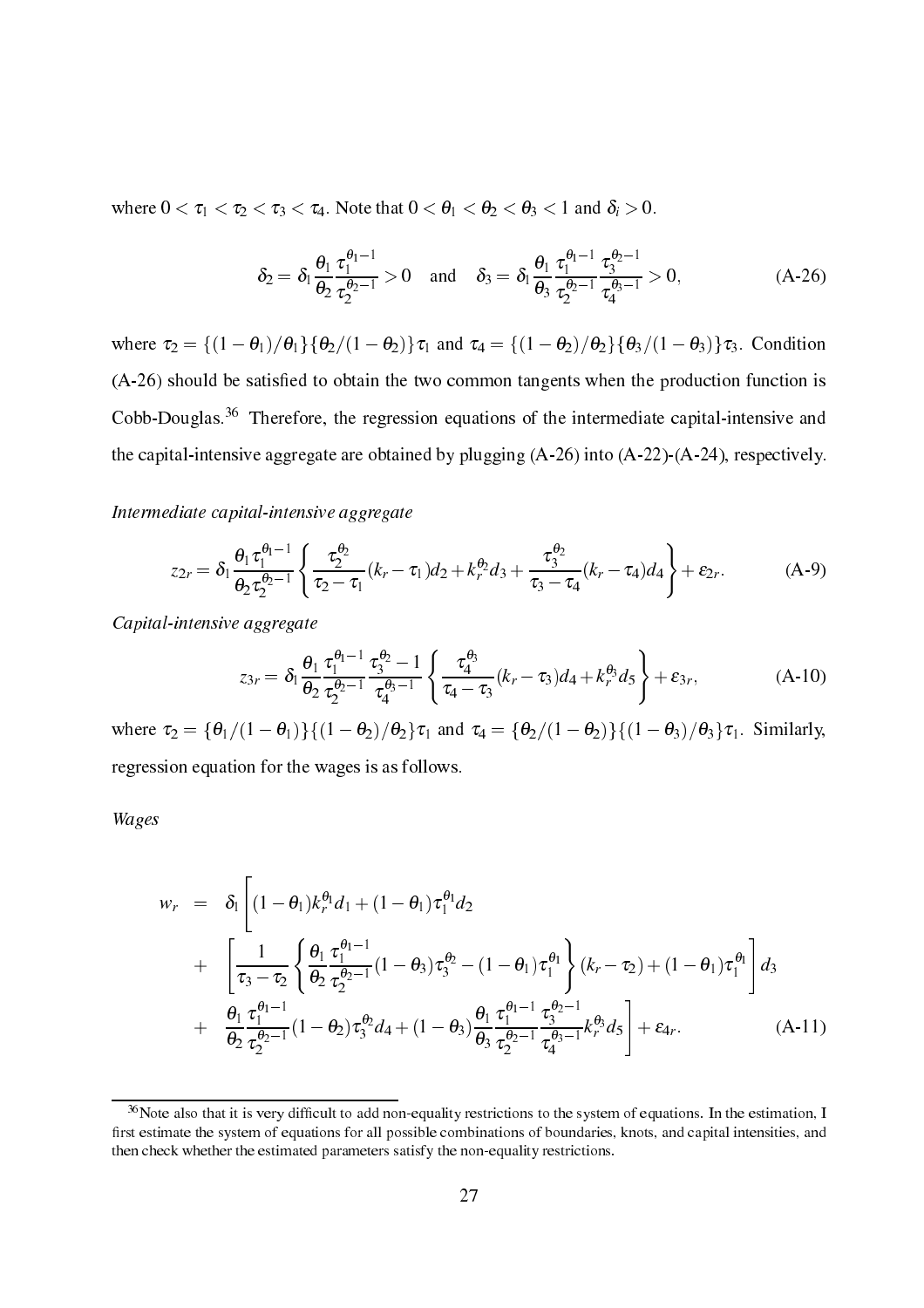where $0 < \tau_1 < \tau_2 < \tau_3 < \tau_4$. Note that $0 < \theta_1 < \theta_2 < \theta_3 < 1$ and $\delta_i > 0$.

$$\delta_2 = \delta_1 \frac{\theta_1}{\theta_2} \frac{\tau_1^{\theta_1 - 1}}{\tau_2^{\theta_2 - 1}} > 0 \quad \text{and} \quad \delta_3 = \delta_1 \frac{\theta_1}{\theta_3} \frac{\tau_1^{\theta_1 - 1}}{\tau_2^{\theta_2 - 1}} \frac{\tau_3^{\theta_2 - 1}}{\tau_4^{\theta_3 - 1}} > 0, \tag{A-26}$$

where $\tau_2 = \{(1-\theta_1)/\theta_1\}\{\theta_2/(1-\theta_2)\}\tau_1$ and $\tau_4 = \{(1-\theta_2)/\theta_2\}\{\theta_3/(1-\theta_3)\}\tau_3$. Condition (A-26) should be satisfied to obtain the two common tangents when the production function is Cobb-Douglas.[36] Therefore, the regression equations of the intermediate capital-intensive and the capital-intensive aggregate are obtained by plugging (A-26) into (A-22)-(A-24), respectively.

*Intermediate capital-intensive aggregate*

$$z_{2r} = \delta_1 \frac{\theta_1 \tau_1^{\theta_1 - 1}}{\theta_2 \tau_2^{\theta_2 - 1}} \left\{ \frac{\tau_2^{\theta_2}}{\tau_2 - \tau_1}(k_r - \tau_1) d_2 + k_r^{\theta_2} d_3 + \frac{\tau_3^{\theta_2}}{\tau_3 - \tau_4}(k_r - \tau_4) d_4 \right\} + \varepsilon_{2r}. \tag{A-9}$$

*Capital-intensive aggregate*

$$z_{3r} = \delta_1 \frac{\theta_1}{\theta_2} \frac{\tau_1^{\theta_1 - 1}}{\tau_2^{\theta_2 - 1}} \frac{\tau_3^{\theta_2} - 1}{\tau_4^{\theta_3 - 1}} \left\{ \frac{\tau_4^{\theta_3}}{\tau_4 - \tau_3}(k_r - \tau_3) d_4 + k_r^{\theta_3} d_5 \right\} + \varepsilon_{3r}, \tag{A-10}$$

where $\tau_2 = \{\theta_1/(1-\theta_1)\}\{(1-\theta_2)/\theta_2\}\tau_1$ and $\tau_4 = \{\theta_2/(1-\theta_2)\}\{(1-\theta_3)/\theta_3\}\tau_1$. Similarly, regression equation for the wages is as follows.

*Wages*

$$\begin{aligned}
w_r &= \delta_1 \Bigg[ (1-\theta_1) k_r^{\theta_1} d_1 + (1-\theta_1)\tau_1^{\theta_1} d_2 \\
&+ \left[ \frac{1}{\tau_3 - \tau_2} \left\{ \frac{\theta_1}{\theta_2} \frac{\tau_1^{\theta_1 - 1}}{\tau_2^{\theta_2 - 1}} (1-\theta_3)\tau_3^{\theta_2} - (1-\theta_1)\tau_1^{\theta_1} \right\} (k_r - \tau_2) + (1-\theta_1)\tau_1^{\theta_1} \right] d_3 \\
&+ \frac{\theta_1}{\theta_2} \frac{\tau_1^{\theta_1 - 1}}{\tau_2^{\theta_2 - 1}} (1-\theta_2)\tau_3^{\theta_2} d_4 + (1-\theta_3) \frac{\theta_1}{\theta_3} \frac{\tau_1^{\theta_1 - 1}}{\tau_2^{\theta_2 - 1}} \frac{\tau_3^{\theta_2 - 1}}{\tau_4^{\theta_3 - 1}} k_r^{\theta_3} d_5 \Bigg] + \varepsilon_{4r}.
\end{aligned} \tag{A-11}$$

---

[36] Note also that it is very difficult to add non-equality restrictions to the system of equations. In the estimation, I first estimate the system of equations for all possible combinations of boundaries, knots, and capital intensities, and then check whether the estimated parameters satisfy the non-equality restrictions.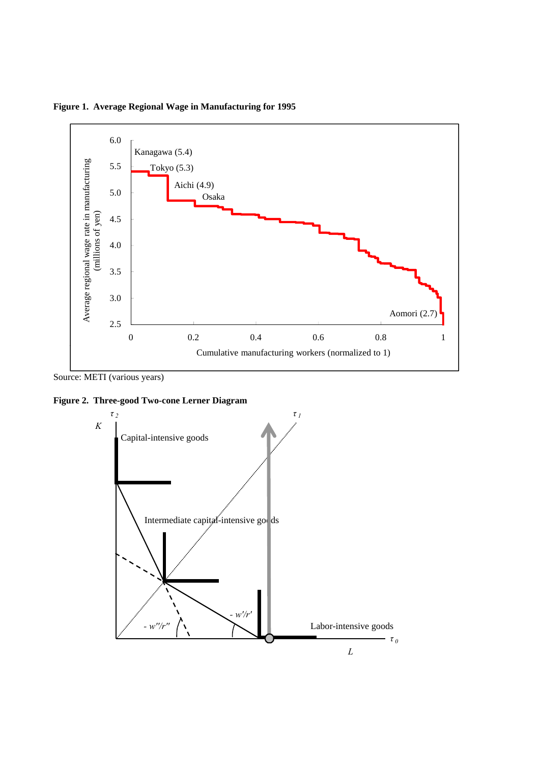**Figure 1. Average Regional Wage in Manufacturing for 1995**

Source: METI (various years)

**Figure 2. Three-good Two-cone Lerner Diagram**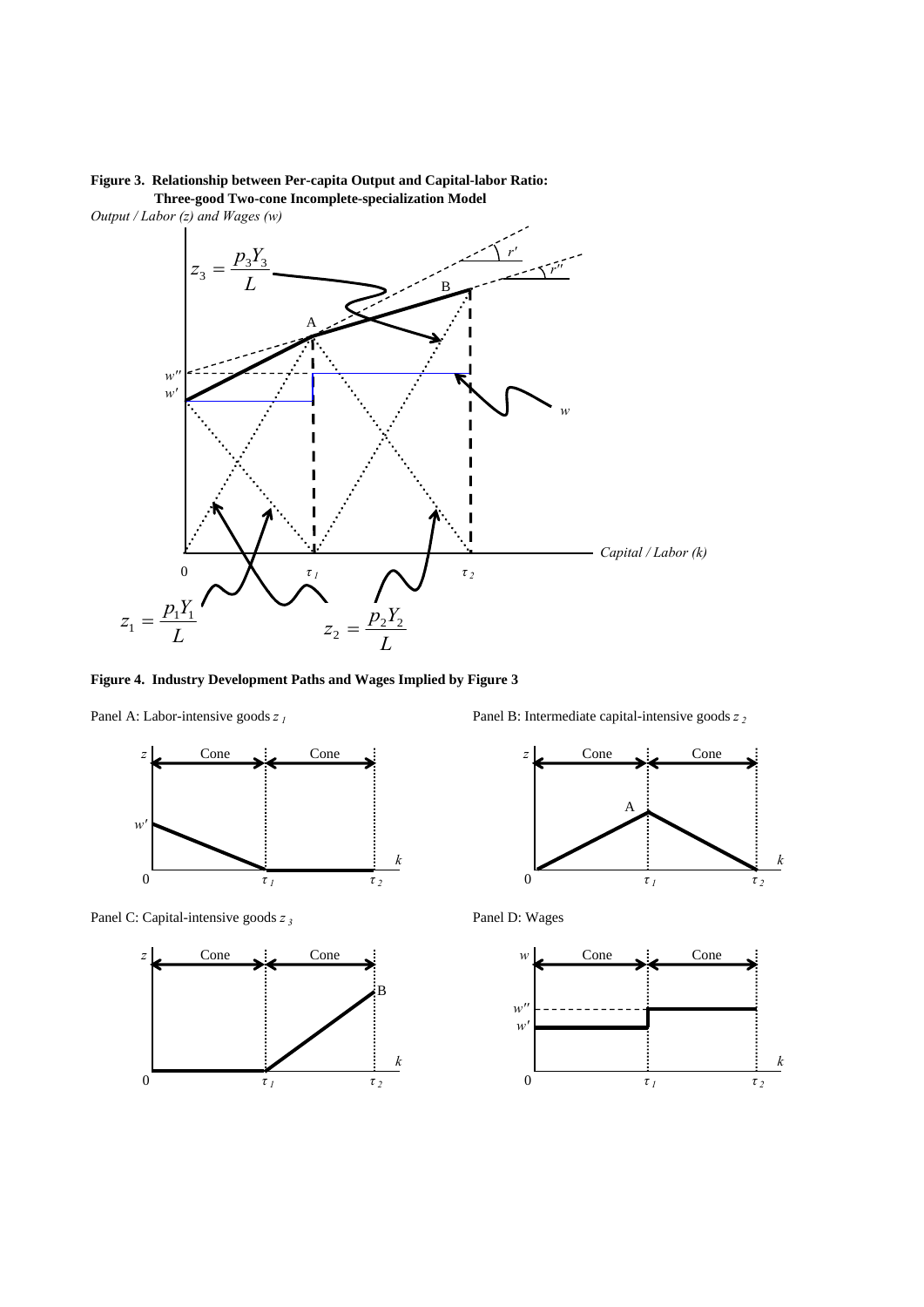**Figure 3. Relationship between Per-capita Output and Capital-labor Ratio: Three-good Two-cone Incomplete-specialization Model**

*Output / Labor (z) and Wages (w)*

**Figure 4. Industry Development Paths and Wages Implied by Figure 3**

Panel A: Labor-intensive goods $z_1$

Panel B: Intermediate capital-intensive goods $z_2$

Panel C: Capital-intensive goods $z_3$

Panel D: Wages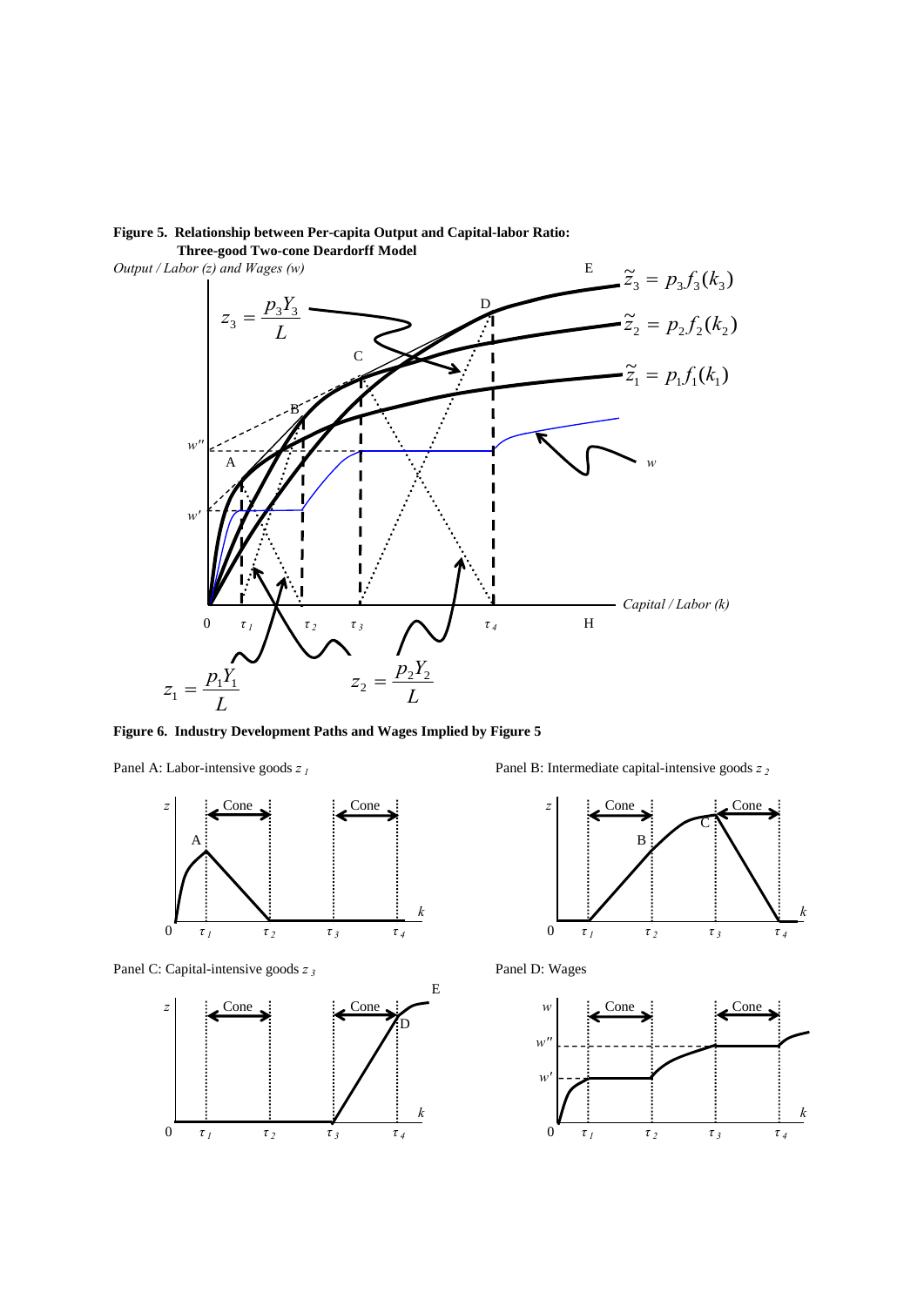**Figure 5. Relationship between Per-capita Output and Capital-labor Ratio: Three-good Two-cone Deardorff Model**

**Figure 6. Industry Development Paths and Wages Implied by Figure 5**

Panel A: Labor-intensive goods $z_1$

Panel B: Intermediate capital-intensive goods $z_2$

Panel C: Capital-intensive goods $z_3$

Panel D: Wages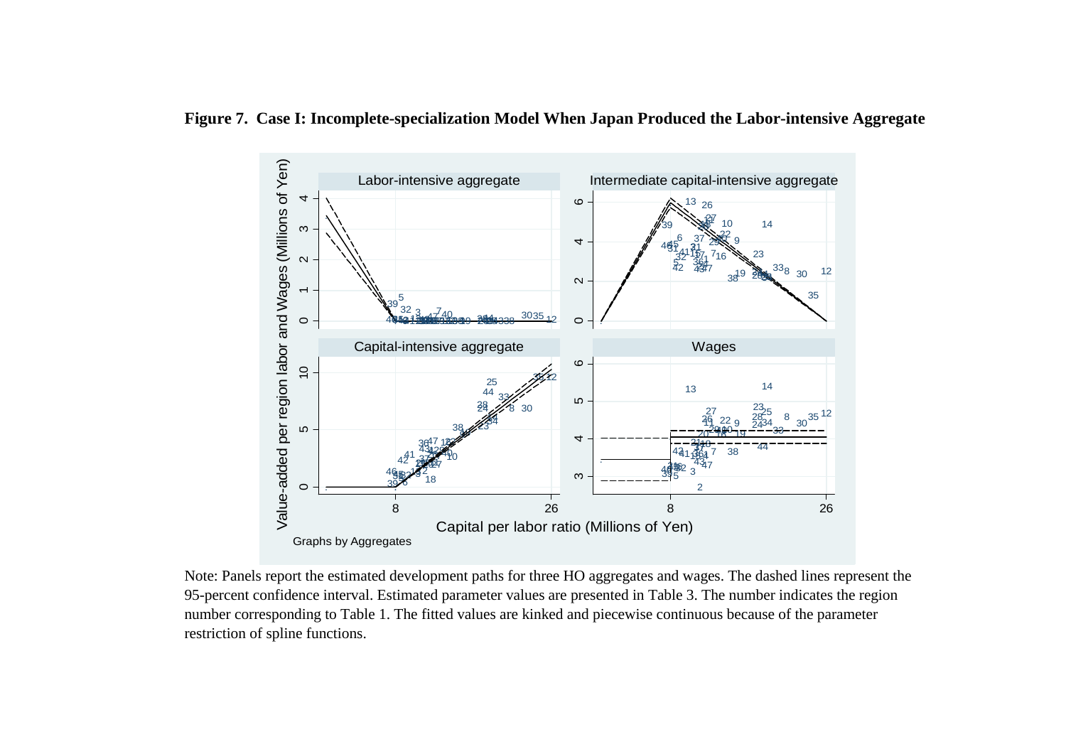**Figure 7. Case I: Incomplete-specialization Model When Japan Produced the Labor-intensive Aggregate**

Note: Panels report the estimated development paths for three HO aggregates and wages. The dashed lines represent the 95-percent confidence interval. Estimated parameter values are presented in Table 3. The number indicates the region number corresponding to Table 1. The fitted values are kinked and piecewise continuous because of the parameter restriction of spline functions.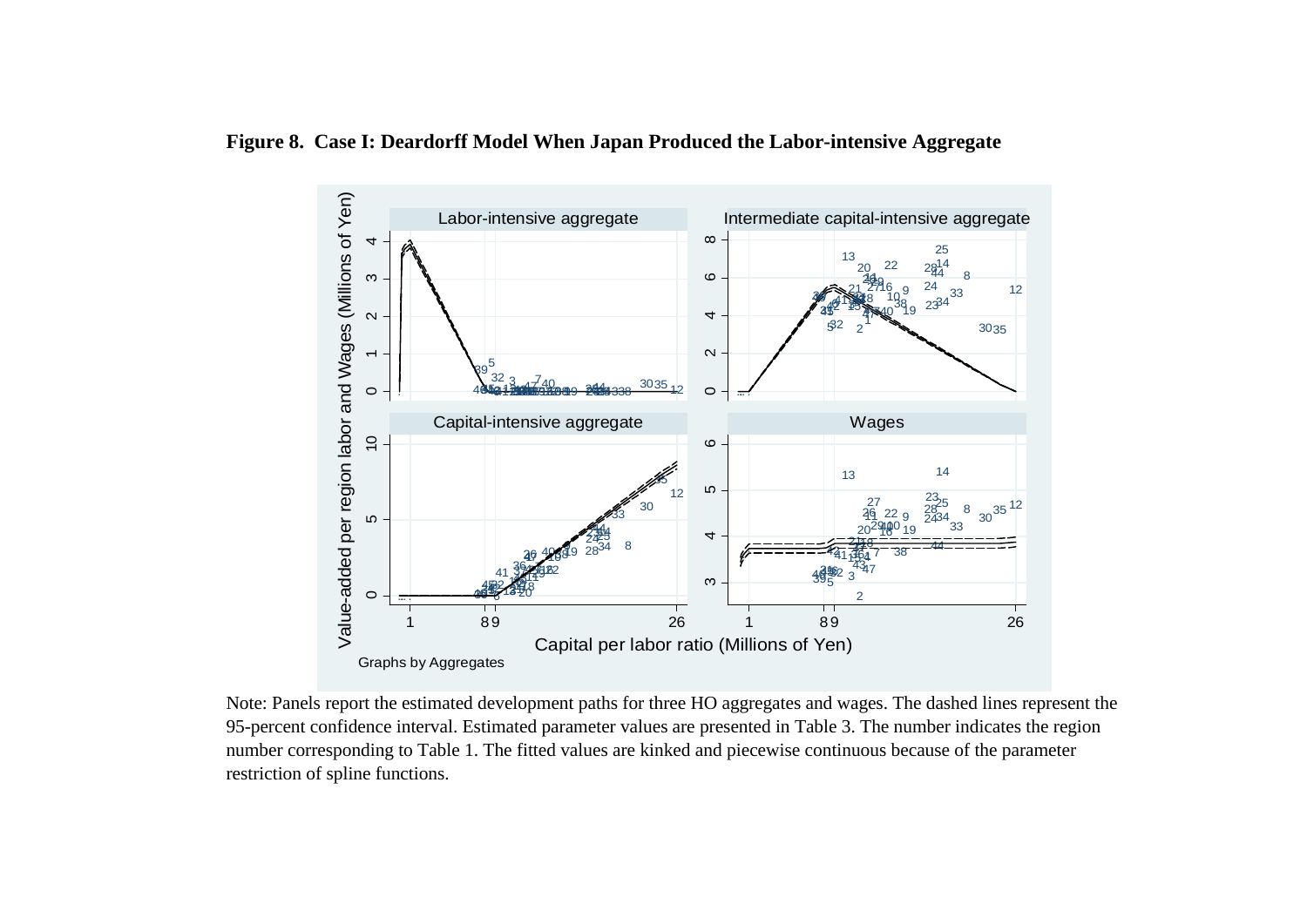**Figure 8. Case I: Deardorff Model When Japan Produced the Labor-intensive Aggregate**

Note: Panels report the estimated development paths for three HO aggregates and wages. The dashed lines represent the 95-percent confidence interval. Estimated parameter values are presented in Table 3. The number indicates the region number corresponding to Table 1. The fitted values are kinked and piecewise continuous because of the parameter restriction of spline functions.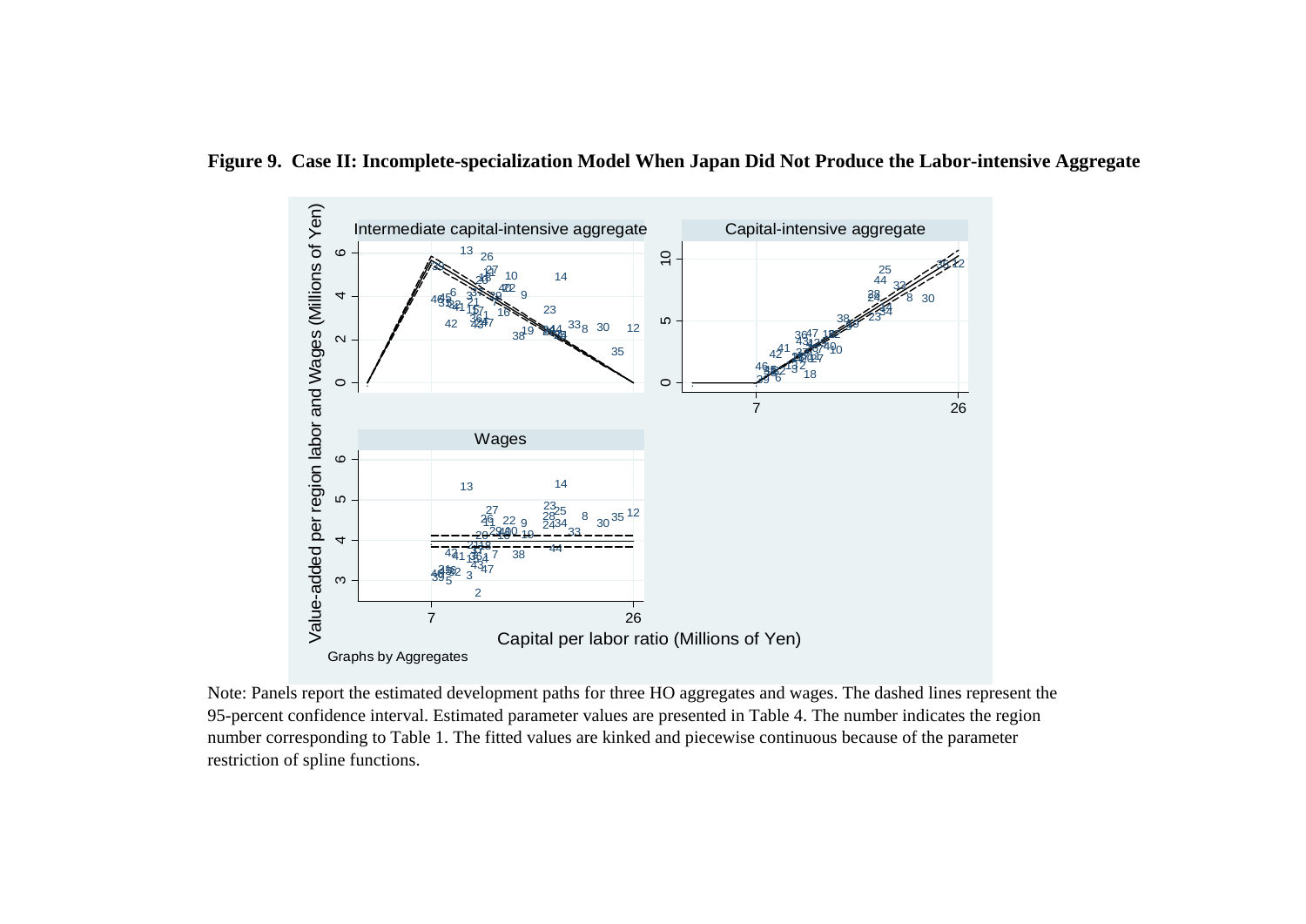**Figure 9. Case II: Incomplete-specialization Model When Japan Did Not Produce the Labor-intensive Aggregate**

Note: Panels report the estimated development paths for three HO aggregates and wages. The dashed lines represent the 95-percent confidence interval. Estimated parameter values are presented in Table 4. The number indicates the region number corresponding to Table 1. The fitted values are kinked and piecewise continuous because of the parameter restriction of spline functions.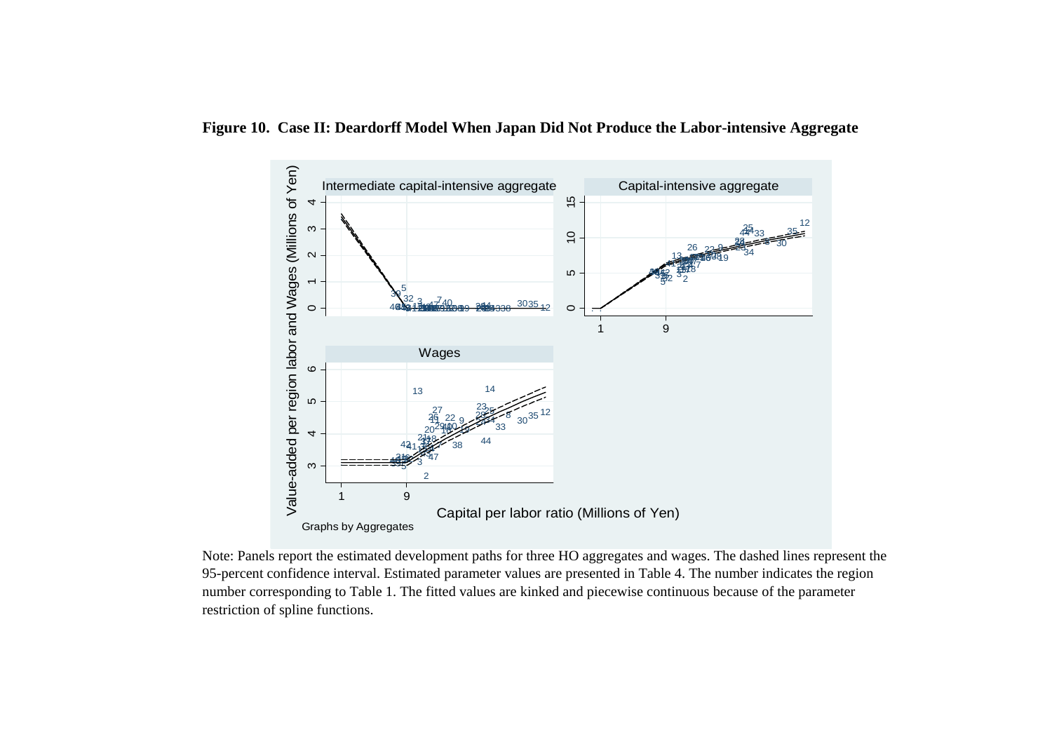**Figure 10. Case II: Deardorff Model When Japan Did Not Produce the Labor-intensive Aggregate**

Note: Panels report the estimated development paths for three HO aggregates and wages. The dashed lines represent the 95-percent confidence interval. Estimated parameter values are presented in Table 4. The number indicates the region number corresponding to Table 1. The fitted values are kinked and piecewise continuous because of the parameter restriction of spline functions.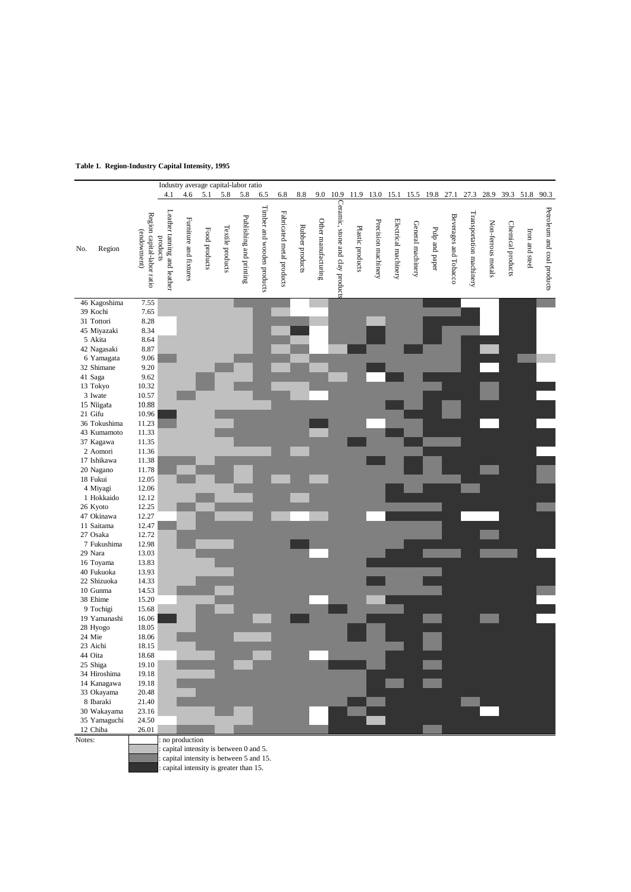**Table 1. Region-Industry Capital Intensity, 1995**

| No. | Region | Region capital-labor ratio (endowment) | Leather tanning and leather products | Furniture and fixtures | Food products | Textile products | Publishing and printing | Timber and wooden products | Fabricated metal products | Rubber products | Other manufacturing | Ceramic, stone and clay products | Plastic products | Precision machinery | Electrical machinery | General machinery | Pulp and paper | Beverages and Tobacco | Transportation machinery | Non-ferrous metals | Chemical products | Iron and steel | Petroleum and coal products |
|---|---|---|---|---|---|---|---|---|---|---|---|---|---|---|---|---|---|---|---|---|---|---|---|
| | Industry average capital-labor ratio | | 4.1 | 4.6 | 5.1 | 5.8 | 5.8 | 6.5 | 6.8 | 8.8 | 9.0 | 10.9 | 11.9 | 13.0 | 15.1 | 15.5 | 19.8 | 27.1 | 27.3 | 28.9 | 39.3 | 51.8 | 90.3 |
| 46 | Kagoshima | 7.55 | | | | | | | | | | | | | | | | | | | | | |
| 39 | Kochi | 7.65 | | | | | | | | | | | | | | | | | | | | | |
| 31 | Tottori | 8.28 | | | | | | | | | | | | | | | | | | | | | |
| 45 | Miyazaki | 8.34 | | | | | | | | | | | | | | | | | | | | | |
| 5 | Akita | 8.64 | | | | | | | | | | | | | | | | | | | | | |
| 42 | Nagasaki | 8.87 | | | | | | | | | | | | | | | | | | | | | |
| 6 | Yamagata | 9.06 | | | | | | | | | | | | | | | | | | | | | |
| 32 | Shimane | 9.20 | | | | | | | | | | | | | | | | | | | | | |
| 41 | Saga | 9.62 | | | | | | | | | | | | | | | | | | | | | |
| 13 | Tokyo | 10.32 | | | | | | | | | | | | | | | | | | | | | |
| 3 | Iwate | 10.57 | | | | | | | | | | | | | | | | | | | | | |
| 15 | Niigata | 10.88 | | | | | | | | | | | | | | | | | | | | | |
| 21 | Gifu | 10.96 | | | | | | | | | | | | | | | | | | | | | |
| 36 | Tokushima | 11.23 | | | | | | | | | | | | | | | | | | | | | |
| 43 | Kumamoto | 11.33 | | | | | | | | | | | | | | | | | | | | | |
| 37 | Kagawa | 11.35 | | | | | | | | | | | | | | | | | | | | | |
| 2 | Aomori | 11.36 | | | | | | | | | | | | | | | | | | | | | |
| 17 | Ishikawa | 11.38 | | | | | | | | | | | | | | | | | | | | | |
| 20 | Nagano | 11.78 | | | | | | | | | | | | | | | | | | | | | |
| 18 | Fukui | 12.05 | | | | | | | | | | | | | | | | | | | | | |
| 4 | Miyagi | 12.06 | | | | | | | | | | | | | | | | | | | | | |
| 1 | Hokkaido | 12.12 | | | | | | | | | | | | | | | | | | | | | |
| 26 | Kyoto | 12.25 | | | | | | | | | | | | | | | | | | | | | |
| 47 | Okinawa | 12.27 | | | | | | | | | | | | | | | | | | | | | |
| 11 | Saitama | 12.47 | | | | | | | | | | | | | | | | | | | | | |
| 27 | Osaka | 12.72 | | | | | | | | | | | | | | | | | | | | | |
| 7 | Fukushima | 12.98 | | | | | | | | | | | | | | | | | | | | | |
| 29 | Nara | 13.03 | | | | | | | | | | | | | | | | | | | | | |
| 16 | Toyama | 13.83 | | | | | | | | | | | | | | | | | | | | | |
| 40 | Fukuoka | 13.93 | | | | | | | | | | | | | | | | | | | | | |
| 22 | Shizuoka | 14.33 | | | | | | | | | | | | | | | | | | | | | |
| 10 | Gunma | 14.53 | | | | | | | | | | | | | | | | | | | | | |
| 38 | Ehime | 15.20 | | | | | | | | | | | | | | | | | | | | | |
| 9 | Tochigi | 15.68 | | | | | | | | | | | | | | | | | | | | | |
| 19 | Yamanashi | 16.06 | | | | | | | | | | | | | | | | | | | | | |
| 28 | Hyogo | 18.05 | | | | | | | | | | | | | | | | | | | | | |
| 24 | Mie | 18.06 | | | | | | | | | | | | | | | | | | | | | |
| 23 | Aichi | 18.15 | | | | | | | | | | | | | | | | | | | | | |
| 44 | Oita | 18.68 | | | | | | | | | | | | | | | | | | | | | |
| 25 | Shiga | 19.10 | | | | | | | | | | | | | | | | | | | | | |
| 34 | Hiroshima | 19.18 | | | | | | | | | | | | | | | | | | | | | |
| 14 | Kanagawa | 19.18 | | | | | | | | | | | | | | | | | | | | | |
| 33 | Okayama | 20.48 | | | | | | | | | | | | | | | | | | | | | |
| 8 | Ibaraki | 21.40 | | | | | | | | | | | | | | | | | | | | | |
| 30 | Wakayama | 23.16 | | | | | | | | | | | | | | | | | | | | | |
| 35 | Yamaguchi | 24.50 | | | | | | | | | | | | | | | | | | | | | |
| 12 | Chiba | 26.01 | | | | | | | | | | | | | | | | | | | | | |

Notes:
- (white) : no production
- (light gray) : capital intensity is between 0 and 5.
- (medium gray) : capital intensity is between 5 and 15.
- (dark gray) : capital intensity is greater than 15.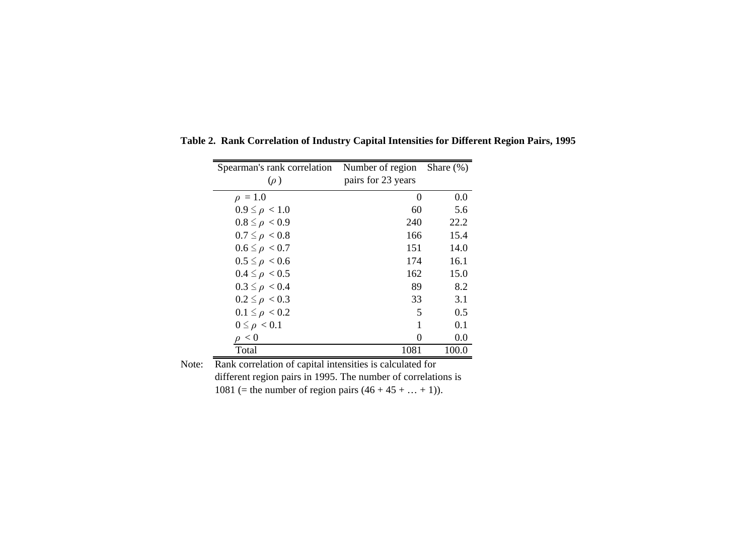**Table 2. Rank Correlation of Industry Capital Intensities for Different Region Pairs, 1995**

| Spearman's rank correlation ($\rho$) | Number of region pairs for 23 years | Share (%) |
|---|---|---|
| $\rho$ = 1.0 | 0 | 0.0 |
| $0.9 \leq \rho < 1.0$ | 60 | 5.6 |
| $0.8 \leq \rho < 0.9$ | 240 | 22.2 |
| $0.7 \leq \rho < 0.8$ | 166 | 15.4 |
| $0.6 \leq \rho < 0.7$ | 151 | 14.0 |
| $0.5 \leq \rho < 0.6$ | 174 | 16.1 |
| $0.4 \leq \rho < 0.5$ | 162 | 15.0 |
| $0.3 \leq \rho < 0.4$ | 89 | 8.2 |
| $0.2 \leq \rho < 0.3$ | 33 | 3.1 |
| $0.1 \leq \rho < 0.2$ | 5 | 0.5 |
| $0 \leq \rho < 0.1$ | 1 | 0.1 |
| $\rho < 0$ | 0 | 0.0 |
| Total | 1081 | 100.0 |

Note: Rank correlation of capital intensities is calculated for different region pairs in 1995. The number of correlations is 1081 (= the number of region pairs (46 + 45 + … + 1)).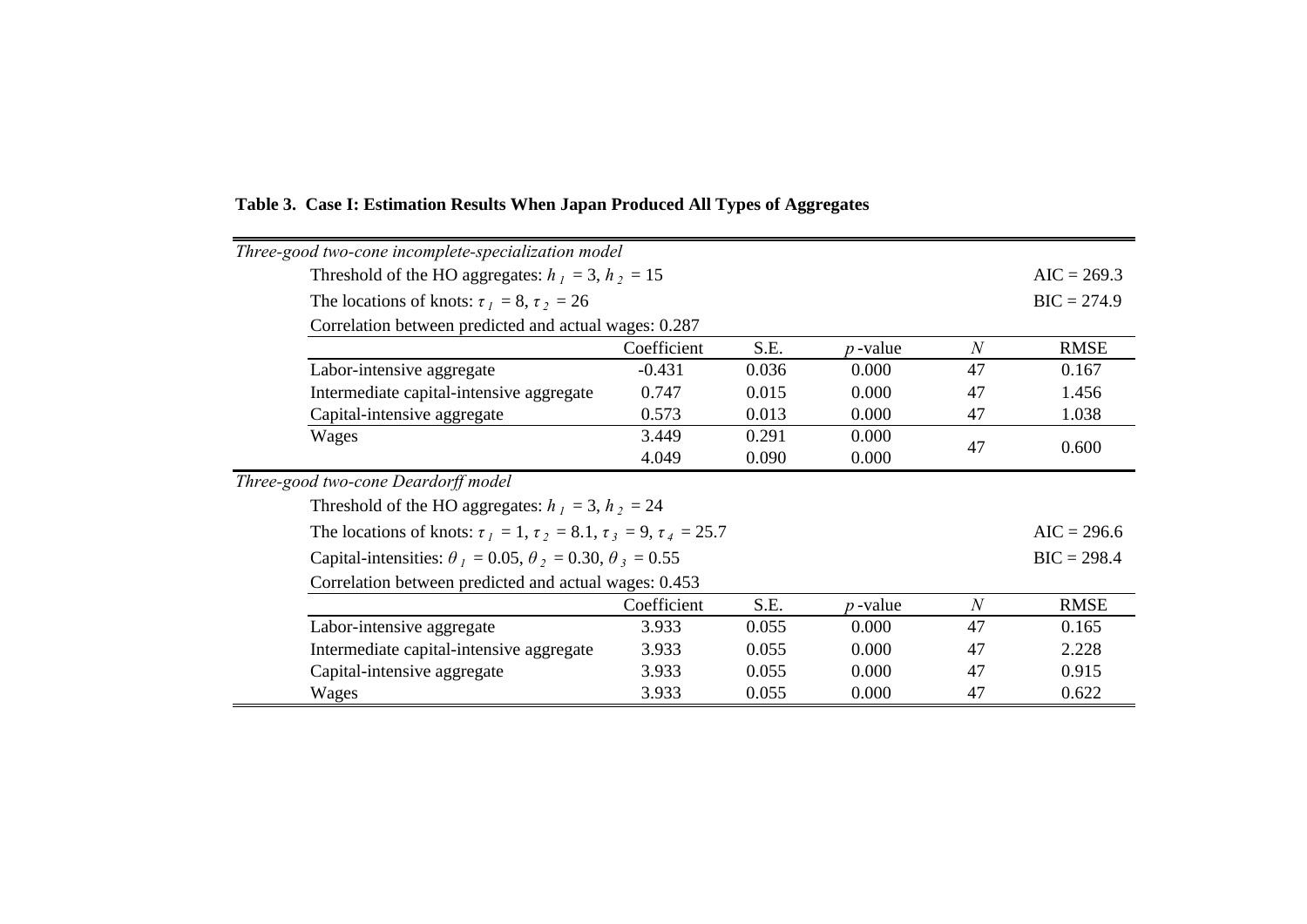**Table 3. Case I: Estimation Results When Japan Produced All Types of Aggregates**

| *Three-good two-cone incomplete-specialization model* | | | | | |
|---|---|---|---|---|---|
| Threshold of the HO aggregates: $h_1$ = 3, $h_2$ = 15 | | | | | AIC = 269.3 |
| The locations of knots: $\tau_1$ = 8, $\tau_2$ = 26 | | | | | BIC = 274.9 |
| Correlation between predicted and actual wages: 0.287 | | | | | |
| | Coefficient | S.E. | $p$-value | $N$ | RMSE |
| Labor-intensive aggregate | -0.431 | 0.036 | 0.000 | 47 | 0.167 |
| Intermediate capital-intensive aggregate | 0.747 | 0.015 | 0.000 | 47 | 1.456 |
| Capital-intensive aggregate | 0.573 | 0.013 | 0.000 | 47 | 1.038 |
| Wages | 3.449 | 0.291 | 0.000 | 47 | 0.600 |
| | 4.049 | 0.090 | 0.000 | | |
| *Three-good two-cone Deardorff model* | | | | | |
| Threshold of the HO aggregates: $h_1$ = 3, $h_2$ = 24 | | | | | |
| The locations of knots: $\tau_1$ = 1, $\tau_2$ = 8.1, $\tau_3$ = 9, $\tau_4$ = 25.7 | | | | | AIC = 296.6 |
| Capital-intensities: $\theta_1$ = 0.05, $\theta_2$ = 0.30, $\theta_3$ = 0.55 | | | | | BIC = 298.4 |
| Correlation between predicted and actual wages: 0.453 | | | | | |
| | Coefficient | S.E. | $p$-value | $N$ | RMSE |
| Labor-intensive aggregate | 3.933 | 0.055 | 0.000 | 47 | 0.165 |
| Intermediate capital-intensive aggregate | 3.933 | 0.055 | 0.000 | 47 | 2.228 |
| Capital-intensive aggregate | 3.933 | 0.055 | 0.000 | 47 | 0.915 |
| Wages | 3.933 | 0.055 | 0.000 | 47 | 0.622 |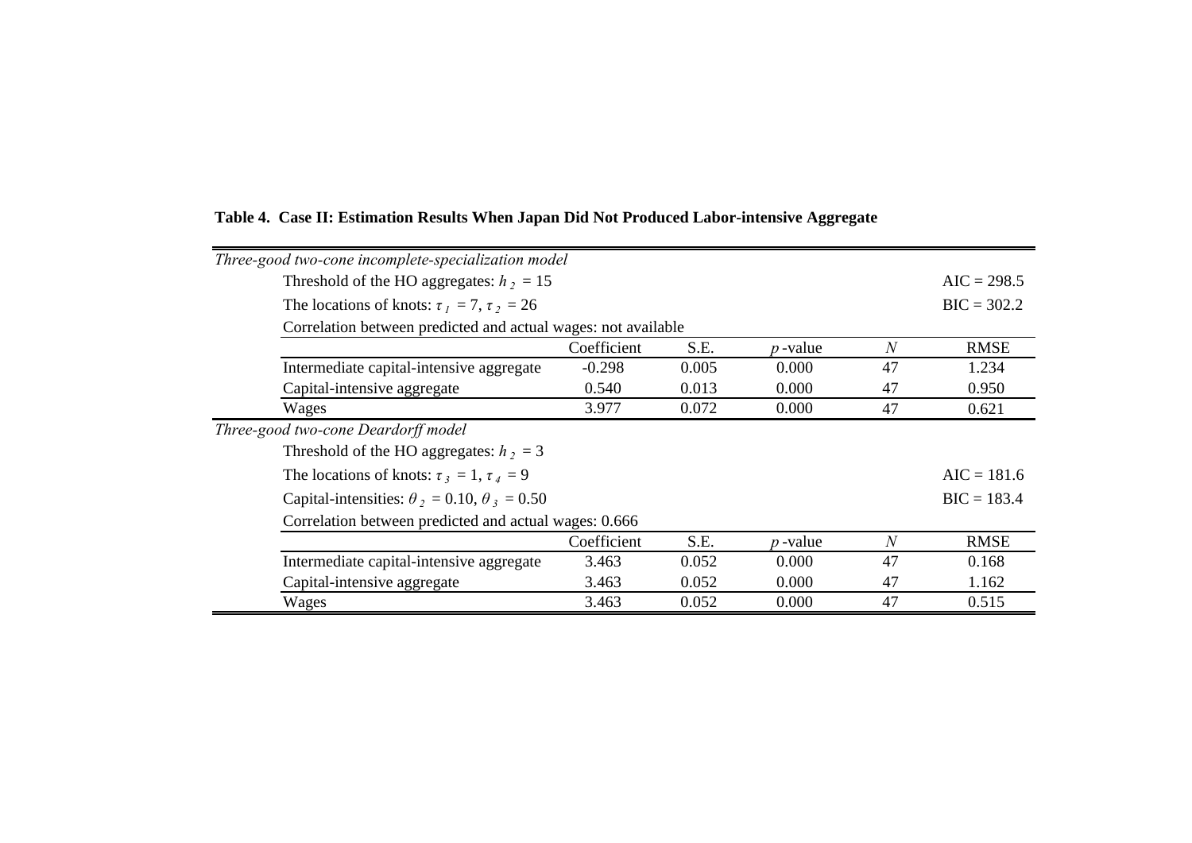**Table 4. Case II: Estimation Results When Japan Did Not Produced Labor-intensive Aggregate**

| | Coefficient | S.E. | *p*-value | *N* | RMSE |
|---|---|---|---|---|---|
| *Three-good two-cone incomplete-specialization model* | | | | | |
| Threshold of the HO aggregates: $h_2 = 15$ | | | | | AIC = 298.5 |
| The locations of knots: $\tau_1 = 7$, $\tau_2 = 26$ | | | | | BIC = 302.2 |
| Correlation between predicted and actual wages: not available | | | | | |
| Intermediate capital-intensive aggregate | -0.298 | 0.005 | 0.000 | 47 | 1.234 |
| Capital-intensive aggregate | 0.540 | 0.013 | 0.000 | 47 | 0.950 |
| Wages | 3.977 | 0.072 | 0.000 | 47 | 0.621 |
| *Three-good two-cone Deardorff model* | | | | | |
| Threshold of the HO aggregates: $h_2 = 3$ | | | | | |
| The locations of knots: $\tau_3 = 1$, $\tau_4 = 9$ | | | | | AIC = 181.6 |
| Capital-intensities: $\theta_2 = 0.10$, $\theta_3 = 0.50$ | | | | | BIC = 183.4 |
| Correlation between predicted and actual wages: 0.666 | | | | | |
| Intermediate capital-intensive aggregate | 3.463 | 0.052 | 0.000 | 47 | 0.168 |
| Capital-intensive aggregate | 3.463 | 0.052 | 0.000 | 47 | 1.162 |
| Wages | 3.463 | 0.052 | 0.000 | 47 | 0.515 |